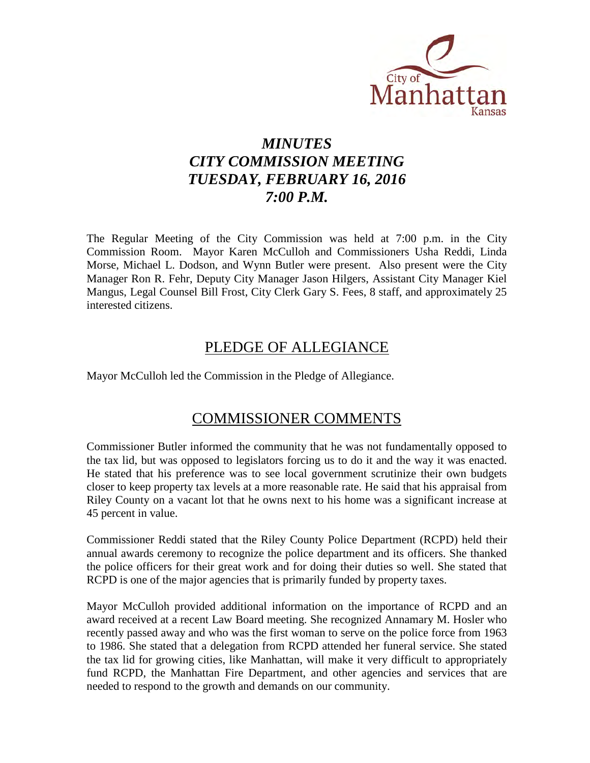City of Manhattan Kansas

# *MINUTES*
# *CITY COMMISSION MEETING*
# *TUESDAY, FEBRUARY 16, 2016*
# *7:00 P.M.*

The Regular Meeting of the City Commission was held at 7:00 p.m. in the City Commission Room. Mayor Karen McCulloh and Commissioners Usha Reddi, Linda Morse, Michael L. Dodson, and Wynn Butler were present. Also present were the City Manager Ron R. Fehr, Deputy City Manager Jason Hilgers, Assistant City Manager Kiel Mangus, Legal Counsel Bill Frost, City Clerk Gary S. Fees, 8 staff, and approximately 25 interested citizens.

## PLEDGE OF ALLEGIANCE

Mayor McCulloh led the Commission in the Pledge of Allegiance.

## COMMISSIONER COMMENTS

Commissioner Butler informed the community that he was not fundamentally opposed to the tax lid, but was opposed to legislators forcing us to do it and the way it was enacted. He stated that his preference was to see local government scrutinize their own budgets closer to keep property tax levels at a more reasonable rate. He said that his appraisal from Riley County on a vacant lot that he owns next to his home was a significant increase at 45 percent in value.

Commissioner Reddi stated that the Riley County Police Department (RCPD) held their annual awards ceremony to recognize the police department and its officers. She thanked the police officers for their great work and for doing their duties so well. She stated that RCPD is one of the major agencies that is primarily funded by property taxes.

Mayor McCulloh provided additional information on the importance of RCPD and an award received at a recent Law Board meeting. She recognized Annamary M. Hosler who recently passed away and who was the first woman to serve on the police force from 1963 to 1986. She stated that a delegation from RCPD attended her funeral service. She stated the tax lid for growing cities, like Manhattan, will make it very difficult to appropriately fund RCPD, the Manhattan Fire Department, and other agencies and services that are needed to respond to the growth and demands on our community.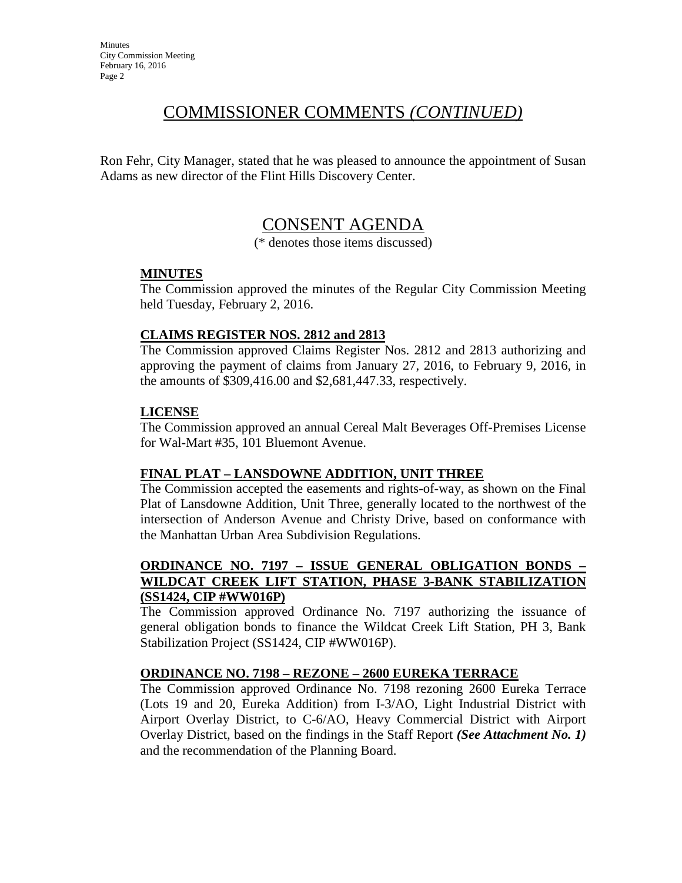# COMMISSIONER COMMENTS *(CONTINUED)*

Ron Fehr, City Manager, stated that he was pleased to announce the appointment of Susan Adams as new director of the Flint Hills Discovery Center.

# CONSENT AGENDA

(* denotes those items discussed)

**MINUTES**

The Commission approved the minutes of the Regular City Commission Meeting held Tuesday, February 2, 2016.

**CLAIMS REGISTER NOS. 2812 and 2813**

The Commission approved Claims Register Nos. 2812 and 2813 authorizing and approving the payment of claims from January 27, 2016, to February 9, 2016, in the amounts of $309,416.00 and $2,681,447.33, respectively.

**LICENSE**

The Commission approved an annual Cereal Malt Beverages Off-Premises License for Wal-Mart #35, 101 Bluemont Avenue.

**FINAL PLAT – LANSDOWNE ADDITION, UNIT THREE**

The Commission accepted the easements and rights-of-way, as shown on the Final Plat of Lansdowne Addition, Unit Three, generally located to the northwest of the intersection of Anderson Avenue and Christy Drive, based on conformance with the Manhattan Urban Area Subdivision Regulations.

**ORDINANCE NO. 7197 – ISSUE GENERAL OBLIGATION BONDS – WILDCAT CREEK LIFT STATION, PHASE 3-BANK STABILIZATION (SS1424, CIP #WW016P)**

The Commission approved Ordinance No. 7197 authorizing the issuance of general obligation bonds to finance the Wildcat Creek Lift Station, PH 3, Bank Stabilization Project (SS1424, CIP #WW016P).

**ORDINANCE NO. 7198 – REZONE – 2600 EUREKA TERRACE**

The Commission approved Ordinance No. 7198 rezoning 2600 Eureka Terrace (Lots 19 and 20, Eureka Addition) from I-3/AO, Light Industrial District with Airport Overlay District, to C-6/AO, Heavy Commercial District with Airport Overlay District, based on the findings in the Staff Report ***(See Attachment No. 1)*** and the recommendation of the Planning Board.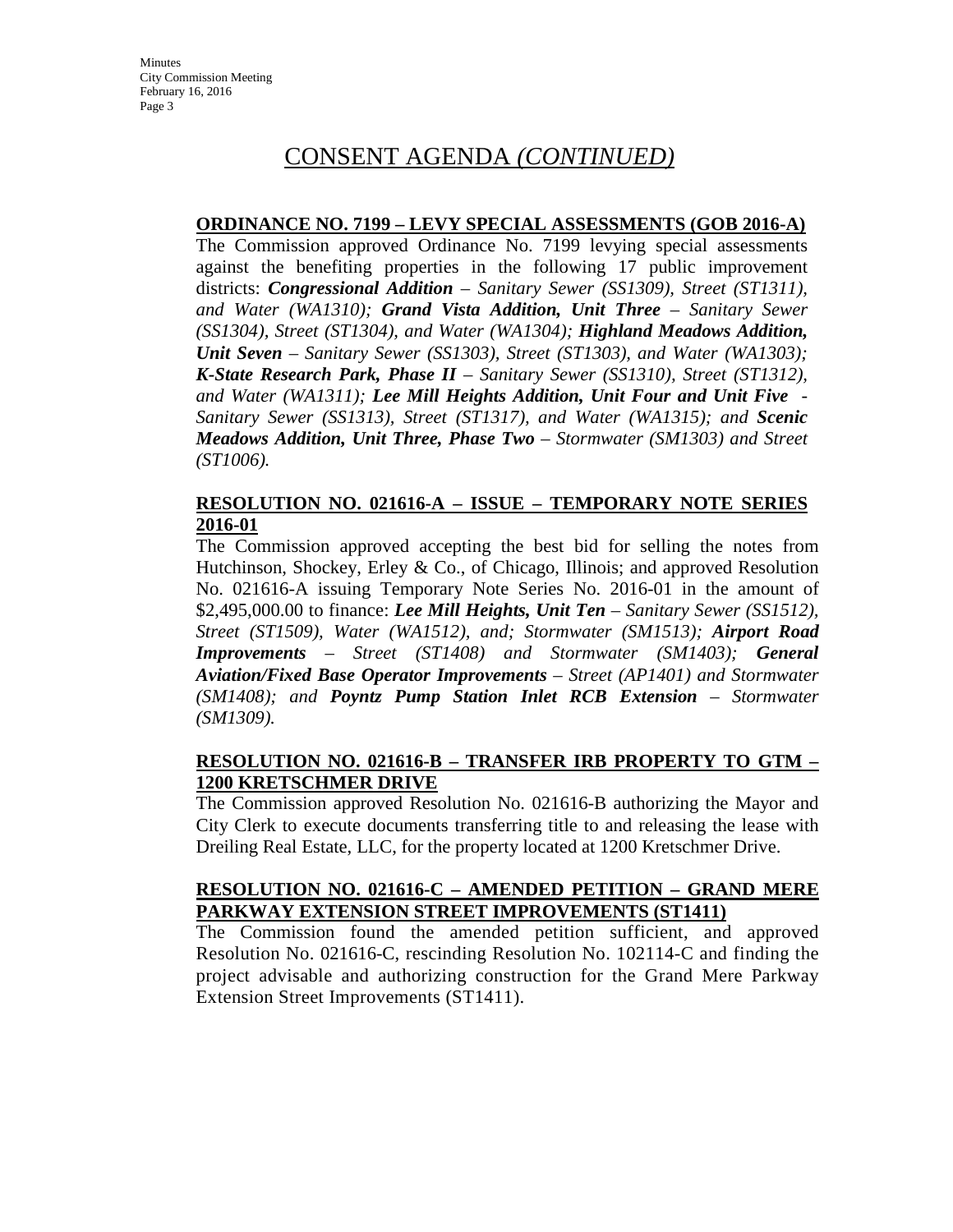# CONSENT AGENDA *(CONTINUED)*

**ORDINANCE NO. 7199 – LEVY SPECIAL ASSESSMENTS (GOB 2016-A)**

The Commission approved Ordinance No. 7199 levying special assessments against the benefiting properties in the following 17 public improvement districts: ***Congressional Addition*** *– Sanitary Sewer (SS1309), Street (ST1311), and Water (WA1310);* ***Grand Vista Addition, Unit Three*** *– Sanitary Sewer (SS1304), Street (ST1304), and Water (WA1304);* ***Highland Meadows Addition, Unit Seven*** *– Sanitary Sewer (SS1303), Street (ST1303), and Water (WA1303);* ***K-State Research Park, Phase II*** *– Sanitary Sewer (SS1310), Street (ST1312), and Water (WA1311);* ***Lee Mill Heights Addition, Unit Four and Unit Five*** *- Sanitary Sewer (SS1313), Street (ST1317), and Water (WA1315); and* ***Scenic Meadows Addition, Unit Three, Phase Two*** *– Stormwater (SM1303) and Street (ST1006).*

**RESOLUTION NO. 021616-A – ISSUE – TEMPORARY NOTE SERIES 2016-01**

The Commission approved accepting the best bid for selling the notes from Hutchinson, Shockey, Erley & Co., of Chicago, Illinois; and approved Resolution No. 021616-A issuing Temporary Note Series No. 2016-01 in the amount of $2,495,000.00 to finance: ***Lee Mill Heights, Unit Ten*** *– Sanitary Sewer (SS1512), Street (ST1509), Water (WA1512), and; Stormwater (SM1513);* ***Airport Road Improvements*** *– Street (ST1408) and Stormwater (SM1403);* ***General Aviation/Fixed Base Operator Improvements*** *– Street (AP1401) and Stormwater (SM1408); and* ***Poyntz Pump Station Inlet RCB Extension*** *– Stormwater (SM1309).*

**RESOLUTION NO. 021616-B – TRANSFER IRB PROPERTY TO GTM – 1200 KRETSCHMER DRIVE**

The Commission approved Resolution No. 021616-B authorizing the Mayor and City Clerk to execute documents transferring title to and releasing the lease with Dreiling Real Estate, LLC, for the property located at 1200 Kretschmer Drive.

**RESOLUTION NO. 021616-C – AMENDED PETITION – GRAND MERE PARKWAY EXTENSION STREET IMPROVEMENTS (ST1411)**

The Commission found the amended petition sufficient, and approved Resolution No. 021616-C, rescinding Resolution No. 102114-C and finding the project advisable and authorizing construction for the Grand Mere Parkway Extension Street Improvements (ST1411).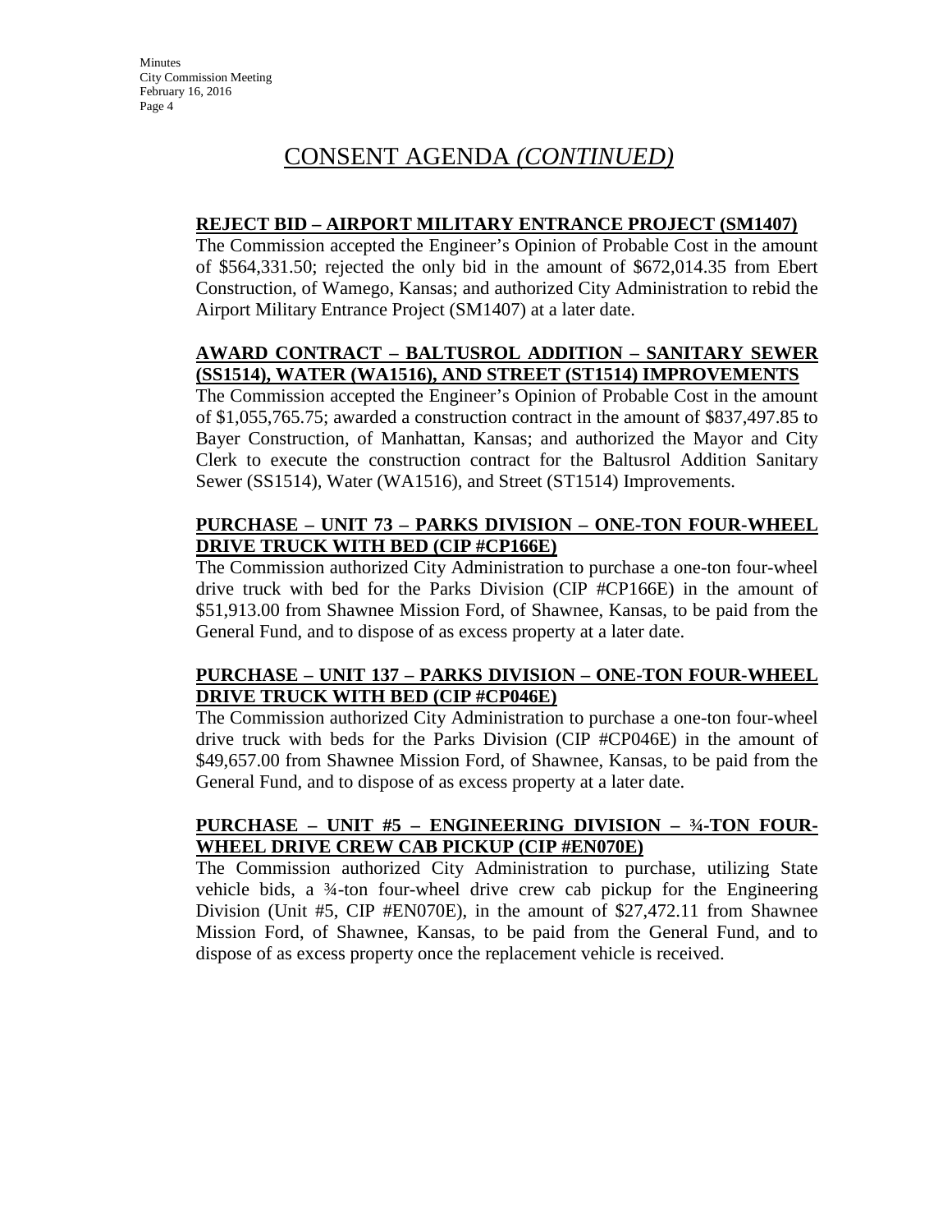# CONSENT AGENDA *(CONTINUED)*

**REJECT BID – AIRPORT MILITARY ENTRANCE PROJECT (SM1407)**

The Commission accepted the Engineer's Opinion of Probable Cost in the amount of $564,331.50; rejected the only bid in the amount of $672,014.35 from Ebert Construction, of Wamego, Kansas; and authorized City Administration to rebid the Airport Military Entrance Project (SM1407) at a later date.

**AWARD CONTRACT – BALTUSROL ADDITION – SANITARY SEWER (SS1514), WATER (WA1516), AND STREET (ST1514) IMPROVEMENTS**

The Commission accepted the Engineer's Opinion of Probable Cost in the amount of $1,055,765.75; awarded a construction contract in the amount of $837,497.85 to Bayer Construction, of Manhattan, Kansas; and authorized the Mayor and City Clerk to execute the construction contract for the Baltusrol Addition Sanitary Sewer (SS1514), Water (WA1516), and Street (ST1514) Improvements.

**PURCHASE – UNIT 73 – PARKS DIVISION – ONE-TON FOUR-WHEEL DRIVE TRUCK WITH BED (CIP #CP166E)**

The Commission authorized City Administration to purchase a one-ton four-wheel drive truck with bed for the Parks Division (CIP #CP166E) in the amount of $51,913.00 from Shawnee Mission Ford, of Shawnee, Kansas, to be paid from the General Fund, and to dispose of as excess property at a later date.

**PURCHASE – UNIT 137 – PARKS DIVISION – ONE-TON FOUR-WHEEL DRIVE TRUCK WITH BED (CIP #CP046E)**

The Commission authorized City Administration to purchase a one-ton four-wheel drive truck with beds for the Parks Division (CIP #CP046E) in the amount of $49,657.00 from Shawnee Mission Ford, of Shawnee, Kansas, to be paid from the General Fund, and to dispose of as excess property at a later date.

**PURCHASE – UNIT #5 – ENGINEERING DIVISION – ¾-TON FOUR-WHEEL DRIVE CREW CAB PICKUP (CIP #EN070E)**

The Commission authorized City Administration to purchase, utilizing State vehicle bids, a ¾-ton four-wheel drive crew cab pickup for the Engineering Division (Unit #5, CIP #EN070E), in the amount of $27,472.11 from Shawnee Mission Ford, of Shawnee, Kansas, to be paid from the General Fund, and to dispose of as excess property once the replacement vehicle is received.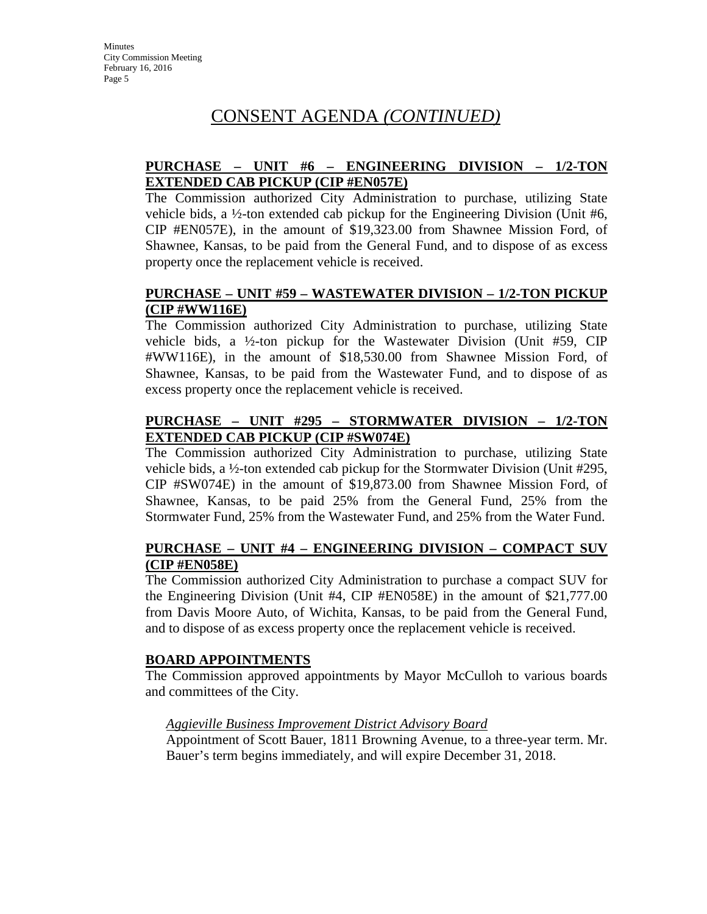# CONSENT AGENDA *(CONTINUED)*

**PURCHASE – UNIT #6 – ENGINEERING DIVISION – 1/2-TON EXTENDED CAB PICKUP (CIP #EN057E)**

The Commission authorized City Administration to purchase, utilizing State vehicle bids, a ½-ton extended cab pickup for the Engineering Division (Unit #6, CIP #EN057E), in the amount of $19,323.00 from Shawnee Mission Ford, of Shawnee, Kansas, to be paid from the General Fund, and to dispose of as excess property once the replacement vehicle is received.

**PURCHASE – UNIT #59 – WASTEWATER DIVISION – 1/2-TON PICKUP (CIP #WW116E)**

The Commission authorized City Administration to purchase, utilizing State vehicle bids, a ½-ton pickup for the Wastewater Division (Unit #59, CIP #WW116E), in the amount of $18,530.00 from Shawnee Mission Ford, of Shawnee, Kansas, to be paid from the Wastewater Fund, and to dispose of as excess property once the replacement vehicle is received.

**PURCHASE – UNIT #295 – STORMWATER DIVISION – 1/2-TON EXTENDED CAB PICKUP (CIP #SW074E)**

The Commission authorized City Administration to purchase, utilizing State vehicle bids, a ½-ton extended cab pickup for the Stormwater Division (Unit #295, CIP #SW074E) in the amount of $19,873.00 from Shawnee Mission Ford, of Shawnee, Kansas, to be paid 25% from the General Fund, 25% from the Stormwater Fund, 25% from the Wastewater Fund, and 25% from the Water Fund.

**PURCHASE – UNIT #4 – ENGINEERING DIVISION – COMPACT SUV (CIP #EN058E)**

The Commission authorized City Administration to purchase a compact SUV for the Engineering Division (Unit #4, CIP #EN058E) in the amount of $21,777.00 from Davis Moore Auto, of Wichita, Kansas, to be paid from the General Fund, and to dispose of as excess property once the replacement vehicle is received.

**BOARD APPOINTMENTS**

The Commission approved appointments by Mayor McCulloh to various boards and committees of the City.

*Aggieville Business Improvement District Advisory Board*

Appointment of Scott Bauer, 1811 Browning Avenue, to a three-year term. Mr. Bauer's term begins immediately, and will expire December 31, 2018.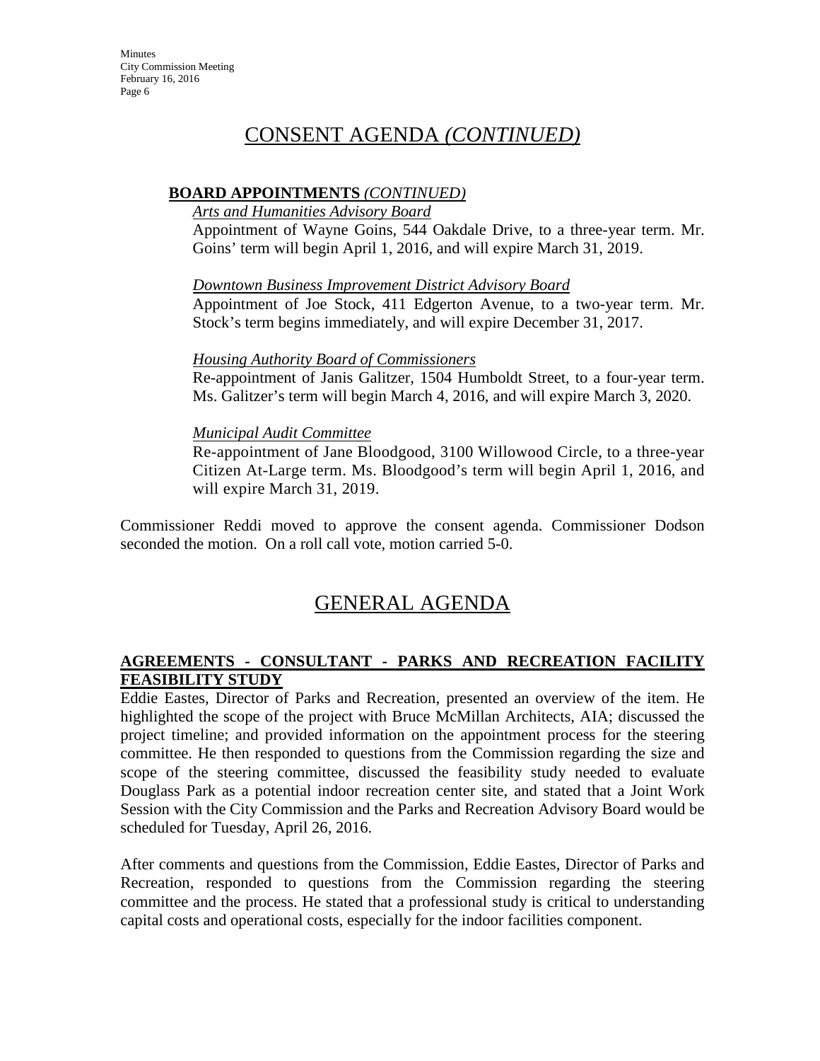# CONSENT AGENDA *(CONTINUED)*

**BOARD APPOINTMENTS** *(CONTINUED)*

*Arts and Humanities Advisory Board*

Appointment of Wayne Goins, 544 Oakdale Drive, to a three-year term. Mr. Goins' term will begin April 1, 2016, and will expire March 31, 2019.

*Downtown Business Improvement District Advisory Board*

Appointment of Joe Stock, 411 Edgerton Avenue, to a two-year term. Mr. Stock's term begins immediately, and will expire December 31, 2017.

*Housing Authority Board of Commissioners*

Re-appointment of Janis Galitzer, 1504 Humboldt Street, to a four-year term. Ms. Galitzer's term will begin March 4, 2016, and will expire March 3, 2020.

*Municipal Audit Committee*

Re-appointment of Jane Bloodgood, 3100 Willowood Circle, to a three-year Citizen At-Large term. Ms. Bloodgood's term will begin April 1, 2016, and will expire March 31, 2019.

Commissioner Reddi moved to approve the consent agenda. Commissioner Dodson seconded the motion. On a roll call vote, motion carried 5-0.

# GENERAL AGENDA

**AGREEMENTS - CONSULTANT - PARKS AND RECREATION FACILITY FEASIBILITY STUDY**

Eddie Eastes, Director of Parks and Recreation, presented an overview of the item. He highlighted the scope of the project with Bruce McMillan Architects, AIA; discussed the project timeline; and provided information on the appointment process for the steering committee. He then responded to questions from the Commission regarding the size and scope of the steering committee, discussed the feasibility study needed to evaluate Douglass Park as a potential indoor recreation center site, and stated that a Joint Work Session with the City Commission and the Parks and Recreation Advisory Board would be scheduled for Tuesday, April 26, 2016.

After comments and questions from the Commission, Eddie Eastes, Director of Parks and Recreation, responded to questions from the Commission regarding the steering committee and the process. He stated that a professional study is critical to understanding capital costs and operational costs, especially for the indoor facilities component.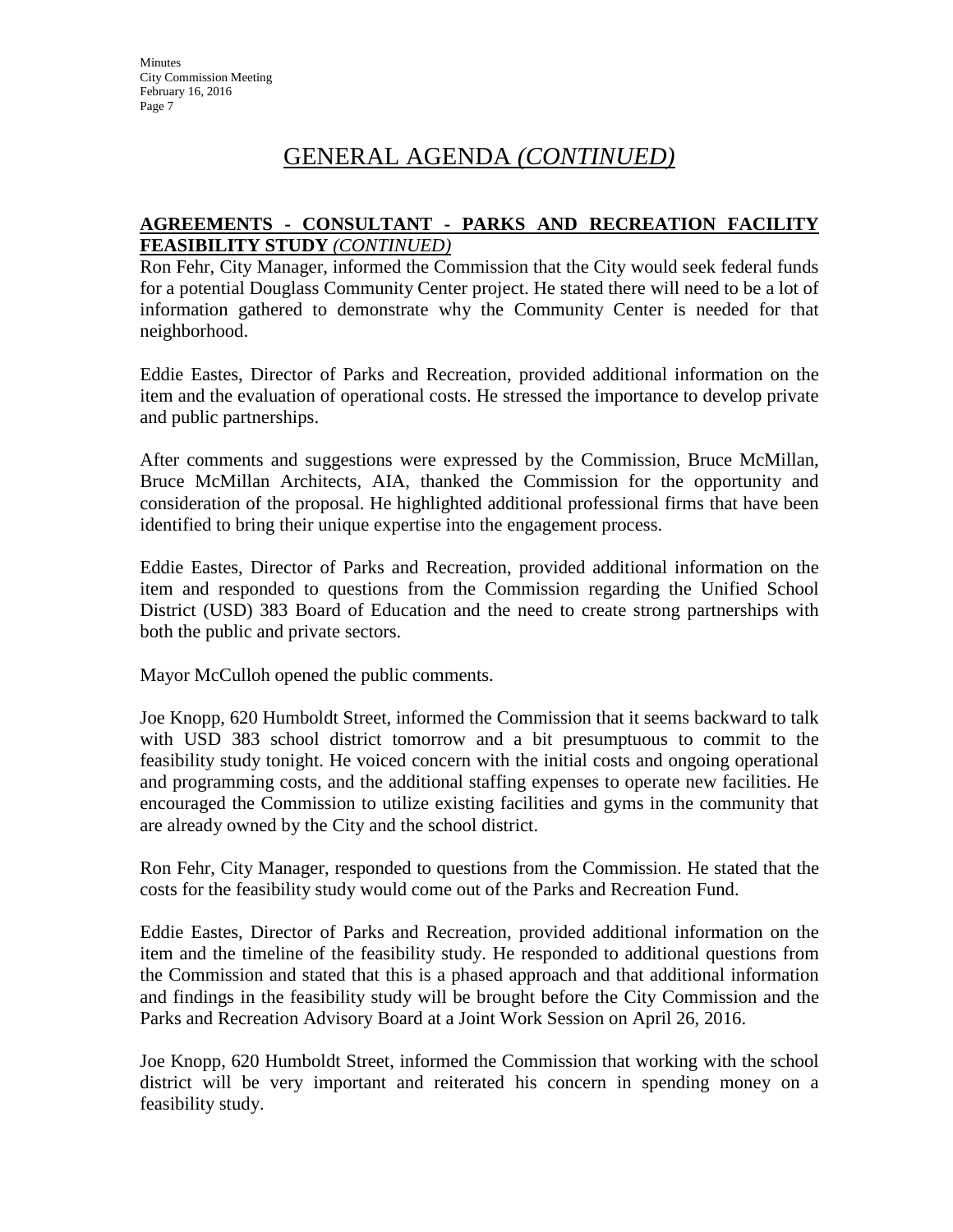# GENERAL AGENDA *(CONTINUED)*

**AGREEMENTS - CONSULTANT - PARKS AND RECREATION FACILITY FEASIBILITY STUDY** *(CONTINUED)*

Ron Fehr, City Manager, informed the Commission that the City would seek federal funds for a potential Douglass Community Center project. He stated there will need to be a lot of information gathered to demonstrate why the Community Center is needed for that neighborhood.

Eddie Eastes, Director of Parks and Recreation, provided additional information on the item and the evaluation of operational costs. He stressed the importance to develop private and public partnerships.

After comments and suggestions were expressed by the Commission, Bruce McMillan, Bruce McMillan Architects, AIA, thanked the Commission for the opportunity and consideration of the proposal. He highlighted additional professional firms that have been identified to bring their unique expertise into the engagement process.

Eddie Eastes, Director of Parks and Recreation, provided additional information on the item and responded to questions from the Commission regarding the Unified School District (USD) 383 Board of Education and the need to create strong partnerships with both the public and private sectors.

Mayor McCulloh opened the public comments.

Joe Knopp, 620 Humboldt Street, informed the Commission that it seems backward to talk with USD 383 school district tomorrow and a bit presumptuous to commit to the feasibility study tonight. He voiced concern with the initial costs and ongoing operational and programming costs, and the additional staffing expenses to operate new facilities. He encouraged the Commission to utilize existing facilities and gyms in the community that are already owned by the City and the school district.

Ron Fehr, City Manager, responded to questions from the Commission. He stated that the costs for the feasibility study would come out of the Parks and Recreation Fund.

Eddie Eastes, Director of Parks and Recreation, provided additional information on the item and the timeline of the feasibility study. He responded to additional questions from the Commission and stated that this is a phased approach and that additional information and findings in the feasibility study will be brought before the City Commission and the Parks and Recreation Advisory Board at a Joint Work Session on April 26, 2016.

Joe Knopp, 620 Humboldt Street, informed the Commission that working with the school district will be very important and reiterated his concern in spending money on a feasibility study.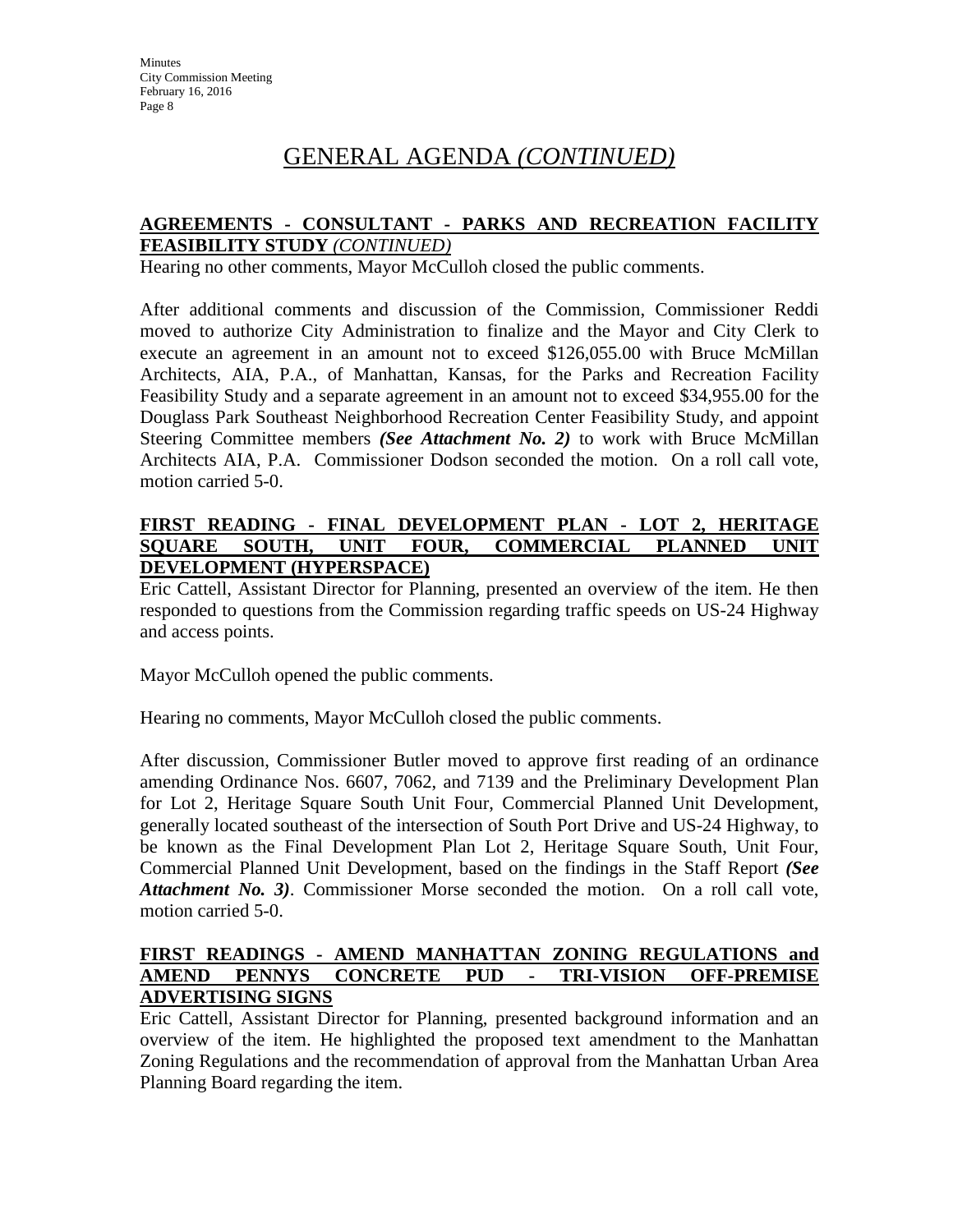# GENERAL AGENDA *(CONTINUED)*

**AGREEMENTS - CONSULTANT - PARKS AND RECREATION FACILITY FEASIBILITY STUDY** *(CONTINUED)*

Hearing no other comments, Mayor McCulloh closed the public comments.

After additional comments and discussion of the Commission, Commissioner Reddi moved to authorize City Administration to finalize and the Mayor and City Clerk to execute an agreement in an amount not to exceed $126,055.00 with Bruce McMillan Architects, AIA, P.A., of Manhattan, Kansas, for the Parks and Recreation Facility Feasibility Study and a separate agreement in an amount not to exceed $34,955.00 for the Douglass Park Southeast Neighborhood Recreation Center Feasibility Study, and appoint Steering Committee members ***(See Attachment No. 2)*** to work with Bruce McMillan Architects AIA, P.A. Commissioner Dodson seconded the motion. On a roll call vote, motion carried 5-0.

**FIRST READING - FINAL DEVELOPMENT PLAN - LOT 2, HERITAGE SQUARE SOUTH, UNIT FOUR, COMMERCIAL PLANNED UNIT DEVELOPMENT (HYPERSPACE)**

Eric Cattell, Assistant Director for Planning, presented an overview of the item. He then responded to questions from the Commission regarding traffic speeds on US-24 Highway and access points.

Mayor McCulloh opened the public comments.

Hearing no comments, Mayor McCulloh closed the public comments.

After discussion, Commissioner Butler moved to approve first reading of an ordinance amending Ordinance Nos. 6607, 7062, and 7139 and the Preliminary Development Plan for Lot 2, Heritage Square South Unit Four, Commercial Planned Unit Development, generally located southeast of the intersection of South Port Drive and US-24 Highway, to be known as the Final Development Plan Lot 2, Heritage Square South, Unit Four, Commercial Planned Unit Development, based on the findings in the Staff Report ***(See Attachment No. 3)***. Commissioner Morse seconded the motion. On a roll call vote, motion carried 5-0.

**FIRST READINGS - AMEND MANHATTAN ZONING REGULATIONS and AMEND PENNYS CONCRETE PUD - TRI-VISION OFF-PREMISE ADVERTISING SIGNS**

Eric Cattell, Assistant Director for Planning, presented background information and an overview of the item. He highlighted the proposed text amendment to the Manhattan Zoning Regulations and the recommendation of approval from the Manhattan Urban Area Planning Board regarding the item.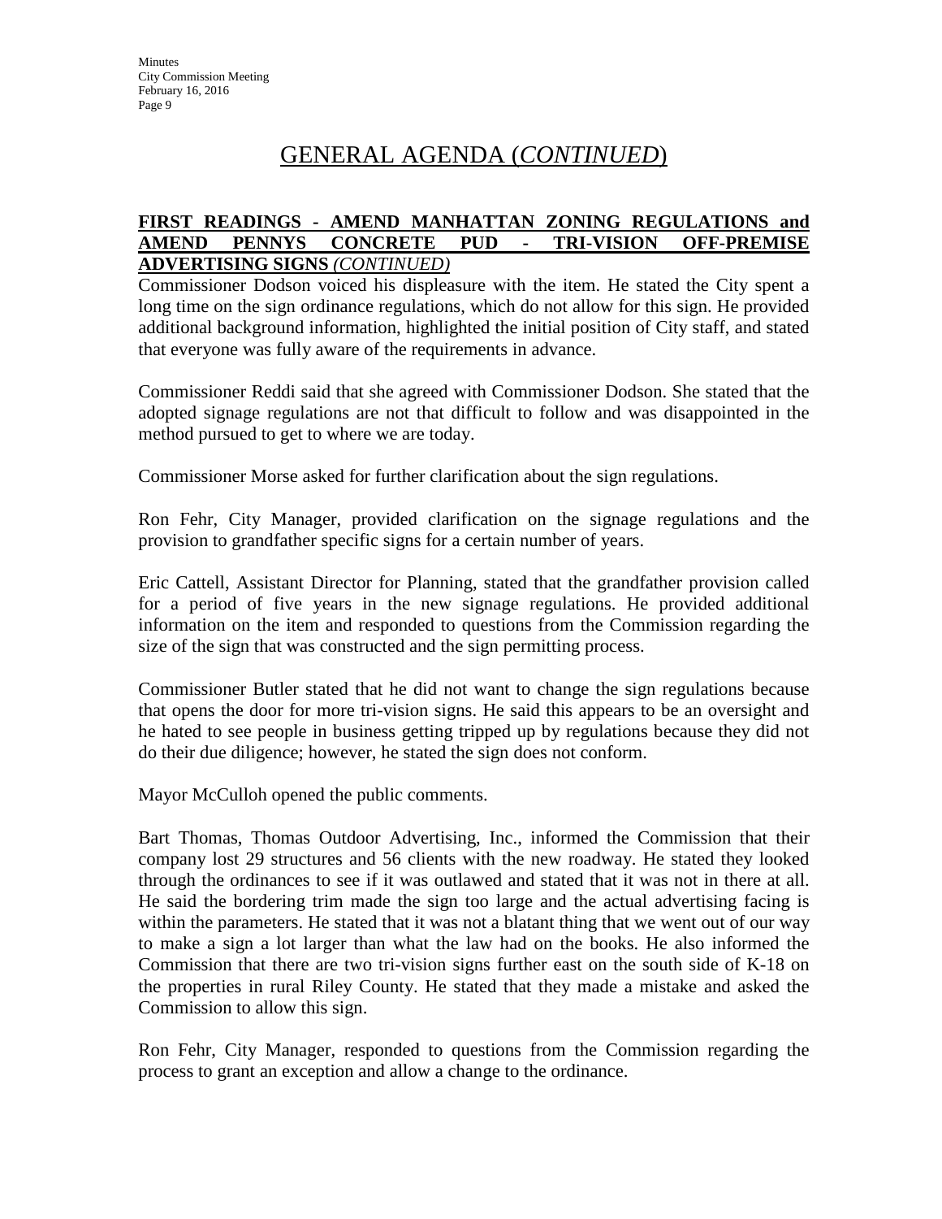# GENERAL AGENDA (*CONTINUED*)

**FIRST READINGS - AMEND MANHATTAN ZONING REGULATIONS and AMEND PENNYS CONCRETE PUD - TRI-VISION OFF-PREMISE ADVERTISING SIGNS** ***(CONTINUED)***

Commissioner Dodson voiced his displeasure with the item. He stated the City spent a long time on the sign ordinance regulations, which do not allow for this sign. He provided additional background information, highlighted the initial position of City staff, and stated that everyone was fully aware of the requirements in advance.

Commissioner Reddi said that she agreed with Commissioner Dodson. She stated that the adopted signage regulations are not that difficult to follow and was disappointed in the method pursued to get to where we are today.

Commissioner Morse asked for further clarification about the sign regulations.

Ron Fehr, City Manager, provided clarification on the signage regulations and the provision to grandfather specific signs for a certain number of years.

Eric Cattell, Assistant Director for Planning, stated that the grandfather provision called for a period of five years in the new signage regulations. He provided additional information on the item and responded to questions from the Commission regarding the size of the sign that was constructed and the sign permitting process.

Commissioner Butler stated that he did not want to change the sign regulations because that opens the door for more tri-vision signs. He said this appears to be an oversight and he hated to see people in business getting tripped up by regulations because they did not do their due diligence; however, he stated the sign does not conform.

Mayor McCulloh opened the public comments.

Bart Thomas, Thomas Outdoor Advertising, Inc., informed the Commission that their company lost 29 structures and 56 clients with the new roadway. He stated they looked through the ordinances to see if it was outlawed and stated that it was not in there at all. He said the bordering trim made the sign too large and the actual advertising facing is within the parameters. He stated that it was not a blatant thing that we went out of our way to make a sign a lot larger than what the law had on the books. He also informed the Commission that there are two tri-vision signs further east on the south side of K-18 on the properties in rural Riley County. He stated that they made a mistake and asked the Commission to allow this sign.

Ron Fehr, City Manager, responded to questions from the Commission regarding the process to grant an exception and allow a change to the ordinance.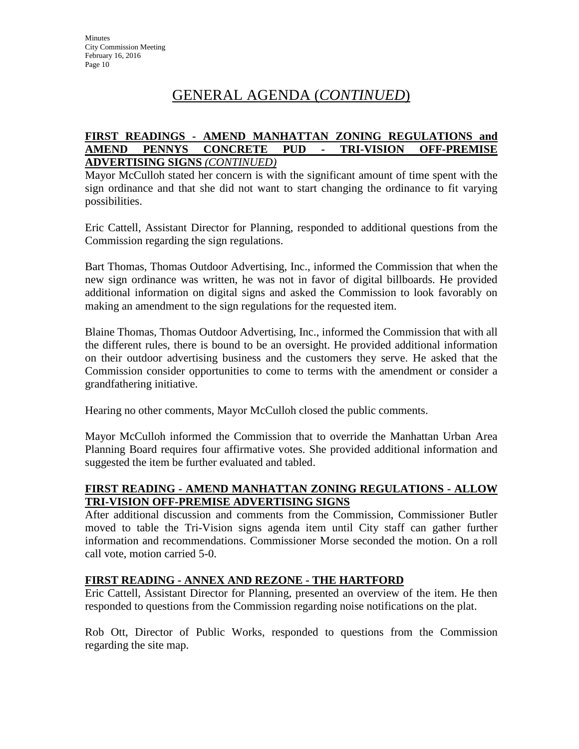# GENERAL AGENDA (*CONTINUED*)

**FIRST READINGS - AMEND MANHATTAN ZONING REGULATIONS and AMEND PENNYS CONCRETE PUD - TRI-VISION OFF-PREMISE ADVERTISING SIGNS** ***(CONTINUED)***

Mayor McCulloh stated her concern is with the significant amount of time spent with the sign ordinance and that she did not want to start changing the ordinance to fit varying possibilities.

Eric Cattell, Assistant Director for Planning, responded to additional questions from the Commission regarding the sign regulations.

Bart Thomas, Thomas Outdoor Advertising, Inc., informed the Commission that when the new sign ordinance was written, he was not in favor of digital billboards. He provided additional information on digital signs and asked the Commission to look favorably on making an amendment to the sign regulations for the requested item.

Blaine Thomas, Thomas Outdoor Advertising, Inc., informed the Commission that with all the different rules, there is bound to be an oversight. He provided additional information on their outdoor advertising business and the customers they serve. He asked that the Commission consider opportunities to come to terms with the amendment or consider a grandfathering initiative.

Hearing no other comments, Mayor McCulloh closed the public comments.

Mayor McCulloh informed the Commission that to override the Manhattan Urban Area Planning Board requires four affirmative votes. She provided additional information and suggested the item be further evaluated and tabled.

**FIRST READING - AMEND MANHATTAN ZONING REGULATIONS - ALLOW TRI-VISION OFF-PREMISE ADVERTISING SIGNS**

After additional discussion and comments from the Commission, Commissioner Butler moved to table the Tri-Vision signs agenda item until City staff can gather further information and recommendations. Commissioner Morse seconded the motion. On a roll call vote, motion carried 5-0.

**FIRST READING - ANNEX AND REZONE - THE HARTFORD**

Eric Cattell, Assistant Director for Planning, presented an overview of the item. He then responded to questions from the Commission regarding noise notifications on the plat.

Rob Ott, Director of Public Works, responded to questions from the Commission regarding the site map.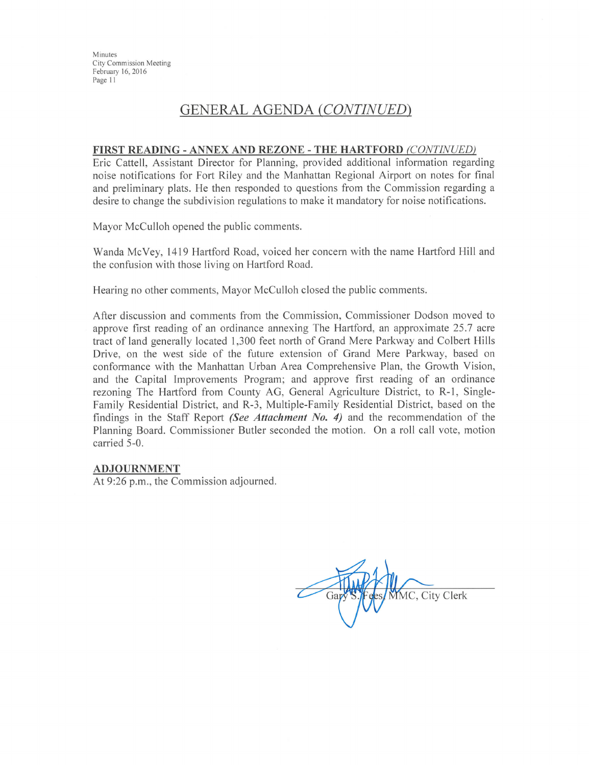## GENERAL AGENDA *(CONTINUED)*

**FIRST READING - ANNEX AND REZONE - THE HARTFORD** *(CONTINUED)*

Eric Cattell, Assistant Director for Planning, provided additional information regarding noise notifications for Fort Riley and the Manhattan Regional Airport on notes for final and preliminary plats. He then responded to questions from the Commission regarding a desire to change the subdivision regulations to make it mandatory for noise notifications.

Mayor McCulloh opened the public comments.

Wanda McVey, 1419 Hartford Road, voiced her concern with the name Hartford Hill and the confusion with those living on Hartford Road.

Hearing no other comments, Mayor McCulloh closed the public comments.

After discussion and comments from the Commission, Commissioner Dodson moved to approve first reading of an ordinance annexing The Hartford, an approximate 25.7 acre tract of land generally located 1,300 feet north of Grand Mere Parkway and Colbert Hills Drive, on the west side of the future extension of Grand Mere Parkway, based on conformance with the Manhattan Urban Area Comprehensive Plan, the Growth Vision, and the Capital Improvements Program; and approve first reading of an ordinance rezoning The Hartford from County AG, General Agriculture District, to R-1, Single-Family Residential District, and R-3, Multiple-Family Residential District, based on the findings in the Staff Report ***(See Attachment No. 4)*** and the recommendation of the Planning Board. Commissioner Butler seconded the motion. On a roll call vote, motion carried 5-0.

**ADJOURNMENT**

At 9:26 p.m., the Commission adjourned.

Gary S. Fees, MMC, City Clerk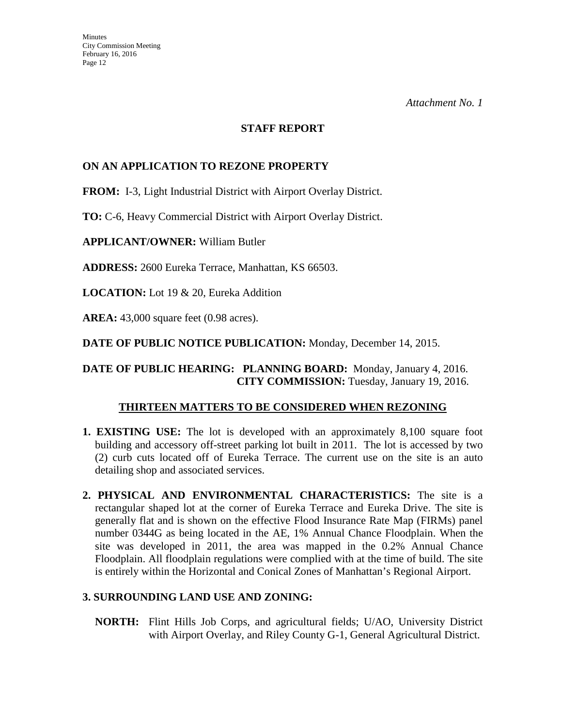*Attachment No. 1*

## STAFF REPORT

### ON AN APPLICATION TO REZONE PROPERTY

**FROM:** I-3, Light Industrial District with Airport Overlay District.

**TO:** C-6, Heavy Commercial District with Airport Overlay District.

**APPLICANT/OWNER:** William Butler

**ADDRESS:** 2600 Eureka Terrace, Manhattan, KS 66503.

**LOCATION:** Lot 19 & 20, Eureka Addition

**AREA:** 43,000 square feet (0.98 acres).

**DATE OF PUBLIC NOTICE PUBLICATION:** Monday, December 14, 2015.

**DATE OF PUBLIC HEARING: PLANNING BOARD:** Monday, January 4, 2016.
**CITY COMMISSION:** Tuesday, January 19, 2016.

### THIRTEEN MATTERS TO BE CONSIDERED WHEN REZONING

**1. EXISTING USE:** The lot is developed with an approximately 8,100 square foot building and accessory off-street parking lot built in 2011. The lot is accessed by two (2) curb cuts located off of Eureka Terrace. The current use on the site is an auto detailing shop and associated services.

**2. PHYSICAL AND ENVIRONMENTAL CHARACTERISTICS:** The site is a rectangular shaped lot at the corner of Eureka Terrace and Eureka Drive. The site is generally flat and is shown on the effective Flood Insurance Rate Map (FIRMs) panel number 0344G as being located in the AE, 1% Annual Chance Floodplain. When the site was developed in 2011, the area was mapped in the 0.2% Annual Chance Floodplain. All floodplain regulations were complied with at the time of build. The site is entirely within the Horizontal and Conical Zones of Manhattan's Regional Airport.

**3. SURROUNDING LAND USE AND ZONING:**

**NORTH:** Flint Hills Job Corps, and agricultural fields; U/AO, University District with Airport Overlay, and Riley County G-1, General Agricultural District.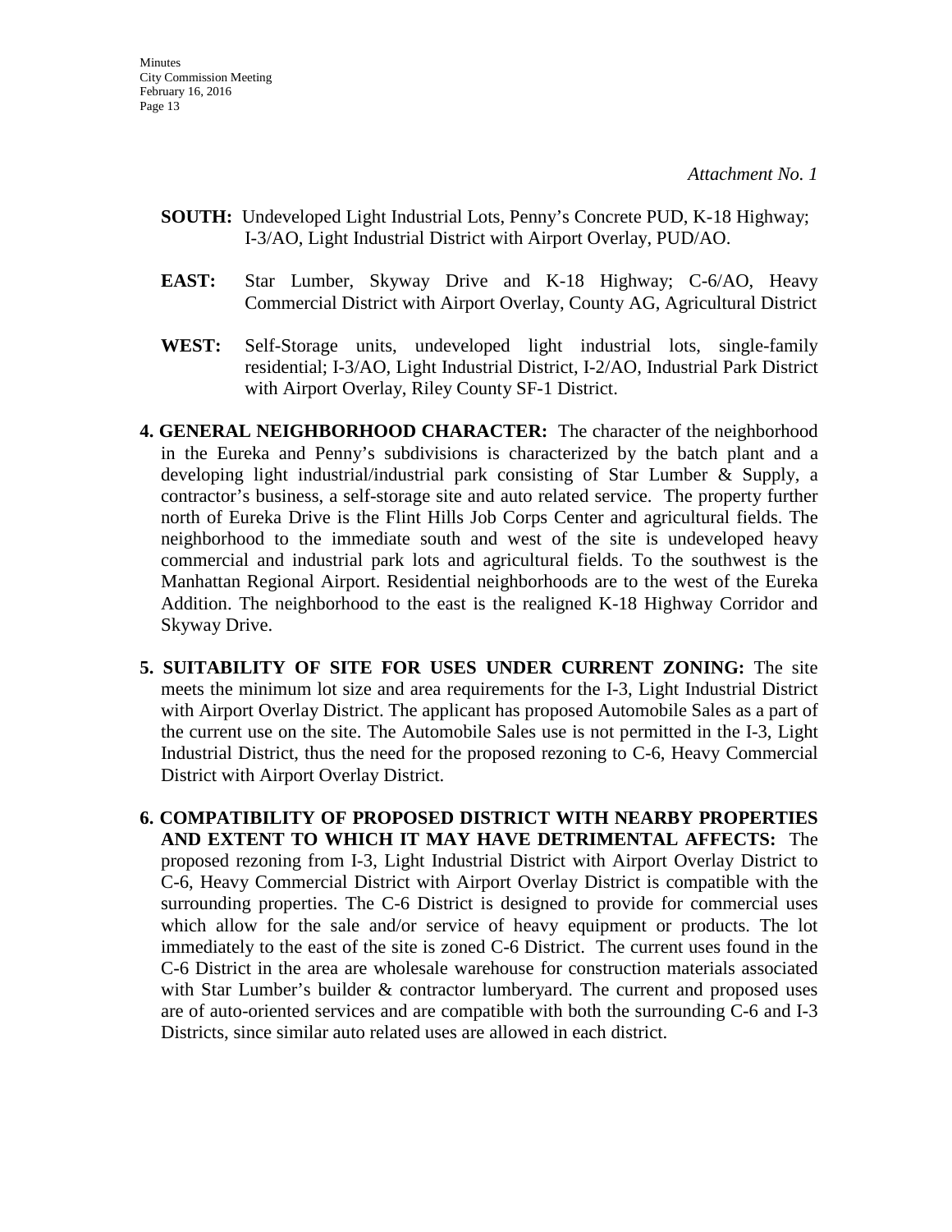*Attachment No. 1*

**SOUTH:** Undeveloped Light Industrial Lots, Penny's Concrete PUD, K-18 Highway; I-3/AO, Light Industrial District with Airport Overlay, PUD/AO.

**EAST:** Star Lumber, Skyway Drive and K-18 Highway; C-6/AO, Heavy Commercial District with Airport Overlay, County AG, Agricultural District

**WEST:** Self-Storage units, undeveloped light industrial lots, single-family residential; I-3/AO, Light Industrial District, I-2/AO, Industrial Park District with Airport Overlay, Riley County SF-1 District.

**4. GENERAL NEIGHBORHOOD CHARACTER:** The character of the neighborhood in the Eureka and Penny's subdivisions is characterized by the batch plant and a developing light industrial/industrial park consisting of Star Lumber & Supply, a contractor's business, a self-storage site and auto related service. The property further north of Eureka Drive is the Flint Hills Job Corps Center and agricultural fields. The neighborhood to the immediate south and west of the site is undeveloped heavy commercial and industrial park lots and agricultural fields. To the southwest is the Manhattan Regional Airport. Residential neighborhoods are to the west of the Eureka Addition. The neighborhood to the east is the realigned K-18 Highway Corridor and Skyway Drive.

**5. SUITABILITY OF SITE FOR USES UNDER CURRENT ZONING:** The site meets the minimum lot size and area requirements for the I-3, Light Industrial District with Airport Overlay District. The applicant has proposed Automobile Sales as a part of the current use on the site. The Automobile Sales use is not permitted in the I-3, Light Industrial District, thus the need for the proposed rezoning to C-6, Heavy Commercial District with Airport Overlay District.

**6. COMPATIBILITY OF PROPOSED DISTRICT WITH NEARBY PROPERTIES AND EXTENT TO WHICH IT MAY HAVE DETRIMENTAL AFFECTS:** The proposed rezoning from I-3, Light Industrial District with Airport Overlay District to C-6, Heavy Commercial District with Airport Overlay District is compatible with the surrounding properties. The C-6 District is designed to provide for commercial uses which allow for the sale and/or service of heavy equipment or products. The lot immediately to the east of the site is zoned C-6 District. The current uses found in the C-6 District in the area are wholesale warehouse for construction materials associated with Star Lumber's builder & contractor lumberyard. The current and proposed uses are of auto-oriented services and are compatible with both the surrounding C-6 and I-3 Districts, since similar auto related uses are allowed in each district.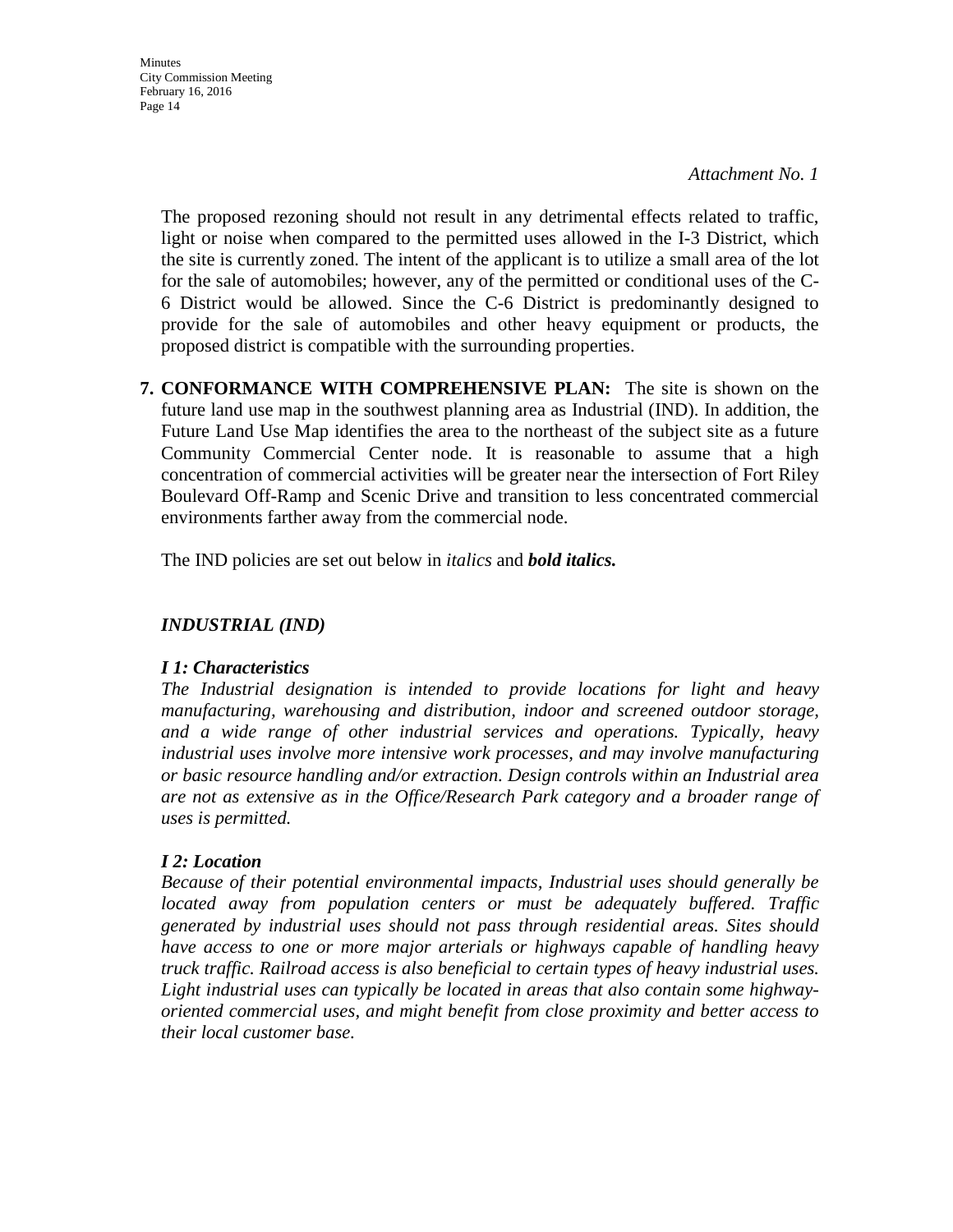*Attachment No. 1*

The proposed rezoning should not result in any detrimental effects related to traffic, light or noise when compared to the permitted uses allowed in the I-3 District, which the site is currently zoned. The intent of the applicant is to utilize a small area of the lot for the sale of automobiles; however, any of the permitted or conditional uses of the C-6 District would be allowed. Since the C-6 District is predominantly designed to provide for the sale of automobiles and other heavy equipment or products, the proposed district is compatible with the surrounding properties.

**7. CONFORMANCE WITH COMPREHENSIVE PLAN:** The site is shown on the future land use map in the southwest planning area as Industrial (IND). In addition, the Future Land Use Map identifies the area to the northeast of the subject site as a future Community Commercial Center node. It is reasonable to assume that a high concentration of commercial activities will be greater near the intersection of Fort Riley Boulevard Off-Ramp and Scenic Drive and transition to less concentrated commercial environments farther away from the commercial node.

The IND policies are set out below in *italics* and ***bold italics.***

***INDUSTRIAL (IND)***

***I 1: Characteristics***
*The Industrial designation is intended to provide locations for light and heavy manufacturing, warehousing and distribution, indoor and screened outdoor storage, and a wide range of other industrial services and operations. Typically, heavy industrial uses involve more intensive work processes, and may involve manufacturing or basic resource handling and/or extraction. Design controls within an Industrial area are not as extensive as in the Office/Research Park category and a broader range of uses is permitted.*

***I 2: Location***
*Because of their potential environmental impacts, Industrial uses should generally be located away from population centers or must be adequately buffered. Traffic generated by industrial uses should not pass through residential areas. Sites should have access to one or more major arterials or highways capable of handling heavy truck traffic. Railroad access is also beneficial to certain types of heavy industrial uses. Light industrial uses can typically be located in areas that also contain some highway-oriented commercial uses, and might benefit from close proximity and better access to their local customer base.*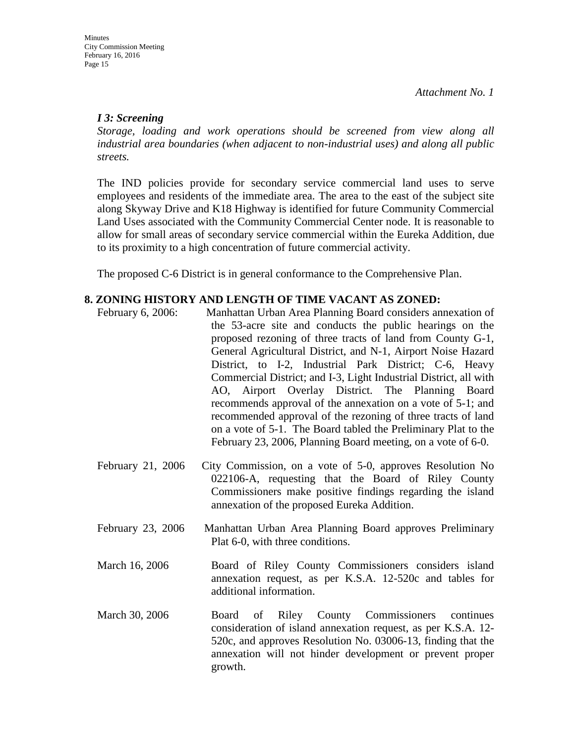*Attachment No. 1*

***I 3: Screening***

*Storage, loading and work operations should be screened from view along all industrial area boundaries (when adjacent to non-industrial uses) and along all public streets.*

The IND policies provide for secondary service commercial land uses to serve employees and residents of the immediate area. The area to the east of the subject site along Skyway Drive and K18 Highway is identified for future Community Commercial Land Uses associated with the Community Commercial Center node. It is reasonable to allow for small areas of secondary service commercial within the Eureka Addition, due to its proximity to a high concentration of future commercial activity.

The proposed C-6 District is in general conformance to the Comprehensive Plan.

**8. ZONING HISTORY AND LENGTH OF TIME VACANT AS ZONED:**

February 6, 2006: Manhattan Urban Area Planning Board considers annexation of the 53-acre site and conducts the public hearings on the proposed rezoning of three tracts of land from County G-1, General Agricultural District, and N-1, Airport Noise Hazard District, to I-2, Industrial Park District; C-6, Heavy Commercial District; and I-3, Light Industrial District, all with AO, Airport Overlay District. The Planning Board recommends approval of the annexation on a vote of 5-1; and recommended approval of the rezoning of three tracts of land on a vote of 5-1. The Board tabled the Preliminary Plat to the February 23, 2006, Planning Board meeting, on a vote of 6-0.

February 21, 2006 City Commission, on a vote of 5-0, approves Resolution No 022106-A, requesting that the Board of Riley County Commissioners make positive findings regarding the island annexation of the proposed Eureka Addition.

February 23, 2006 Manhattan Urban Area Planning Board approves Preliminary Plat 6-0, with three conditions.

March 16, 2006 Board of Riley County Commissioners considers island annexation request, as per K.S.A. 12-520c and tables for additional information.

March 30, 2006 Board of Riley County Commissioners continues consideration of island annexation request, as per K.S.A. 12-520c, and approves Resolution No. 03006-13, finding that the annexation will not hinder development or prevent proper growth.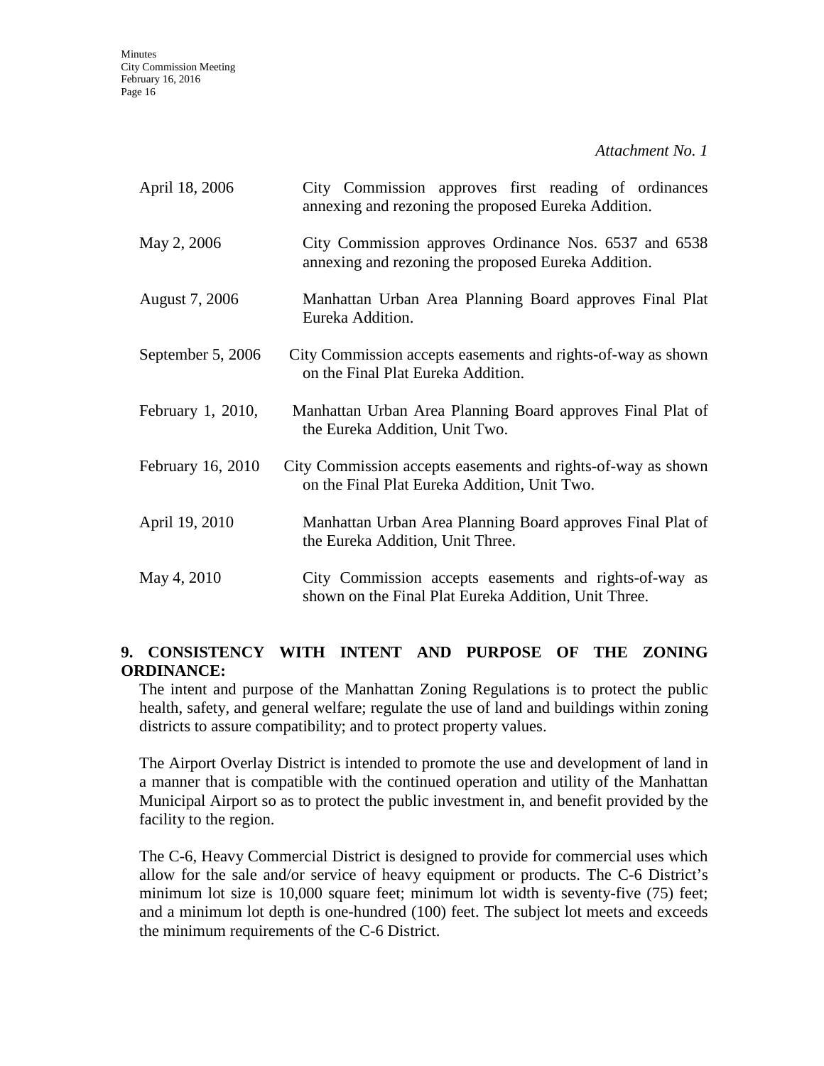*Attachment No. 1*

| | |
|---|---|
| April 18, 2006 | City Commission approves first reading of ordinances annexing and rezoning the proposed Eureka Addition. |
| May 2, 2006 | City Commission approves Ordinance Nos. 6537 and 6538 annexing and rezoning the proposed Eureka Addition. |
| August 7, 2006 | Manhattan Urban Area Planning Board approves Final Plat Eureka Addition. |
| September 5, 2006 | City Commission accepts easements and rights-of-way as shown on the Final Plat Eureka Addition. |
| February 1, 2010, | Manhattan Urban Area Planning Board approves Final Plat of the Eureka Addition, Unit Two. |
| February 16, 2010 | City Commission accepts easements and rights-of-way as shown on the Final Plat Eureka Addition, Unit Two. |
| April 19, 2010 | Manhattan Urban Area Planning Board approves Final Plat of the Eureka Addition, Unit Three. |
| May 4, 2010 | City Commission accepts easements and rights-of-way as shown on the Final Plat Eureka Addition, Unit Three. |

**9. CONSISTENCY WITH INTENT AND PURPOSE OF THE ZONING ORDINANCE:**

The intent and purpose of the Manhattan Zoning Regulations is to protect the public health, safety, and general welfare; regulate the use of land and buildings within zoning districts to assure compatibility; and to protect property values.

The Airport Overlay District is intended to promote the use and development of land in a manner that is compatible with the continued operation and utility of the Manhattan Municipal Airport so as to protect the public investment in, and benefit provided by the facility to the region.

The C-6, Heavy Commercial District is designed to provide for commercial uses which allow for the sale and/or service of heavy equipment or products. The C-6 District's minimum lot size is 10,000 square feet; minimum lot width is seventy-five (75) feet; and a minimum lot depth is one-hundred (100) feet. The subject lot meets and exceeds the minimum requirements of the C-6 District.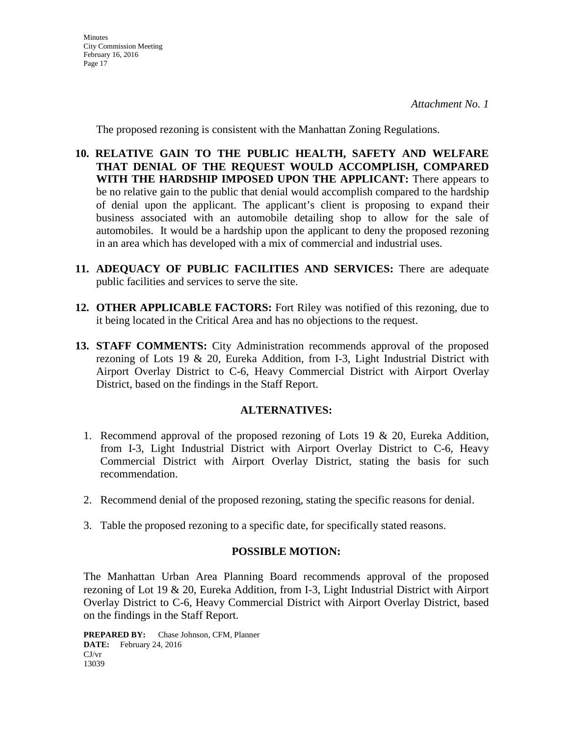*Attachment No. 1*

The proposed rezoning is consistent with the Manhattan Zoning Regulations.

10. **RELATIVE GAIN TO THE PUBLIC HEALTH, SAFETY AND WELFARE THAT DENIAL OF THE REQUEST WOULD ACCOMPLISH, COMPARED WITH THE HARDSHIP IMPOSED UPON THE APPLICANT:** There appears to be no relative gain to the public that denial would accomplish compared to the hardship of denial upon the applicant. The applicant's client is proposing to expand their business associated with an automobile detailing shop to allow for the sale of automobiles. It would be a hardship upon the applicant to deny the proposed rezoning in an area which has developed with a mix of commercial and industrial uses.

11. **ADEQUACY OF PUBLIC FACILITIES AND SERVICES:** There are adequate public facilities and services to serve the site.

12. **OTHER APPLICABLE FACTORS:** Fort Riley was notified of this rezoning, due to it being located in the Critical Area and has no objections to the request.

13. **STAFF COMMENTS:** City Administration recommends approval of the proposed rezoning of Lots 19 & 20, Eureka Addition, from I-3, Light Industrial District with Airport Overlay District to C-6, Heavy Commercial District with Airport Overlay District, based on the findings in the Staff Report.

## ALTERNATIVES:

1. Recommend approval of the proposed rezoning of Lots 19 & 20, Eureka Addition, from I-3, Light Industrial District with Airport Overlay District to C-6, Heavy Commercial District with Airport Overlay District, stating the basis for such recommendation.

2. Recommend denial of the proposed rezoning, stating the specific reasons for denial.

3. Table the proposed rezoning to a specific date, for specifically stated reasons.

## POSSIBLE MOTION:

The Manhattan Urban Area Planning Board recommends approval of the proposed rezoning of Lot 19 & 20, Eureka Addition, from I-3, Light Industrial District with Airport Overlay District to C-6, Heavy Commercial District with Airport Overlay District, based on the findings in the Staff Report.

**PREPARED BY:** Chase Johnson, CFM, Planner
**DATE:** February 24, 2016
CJ/vr
13039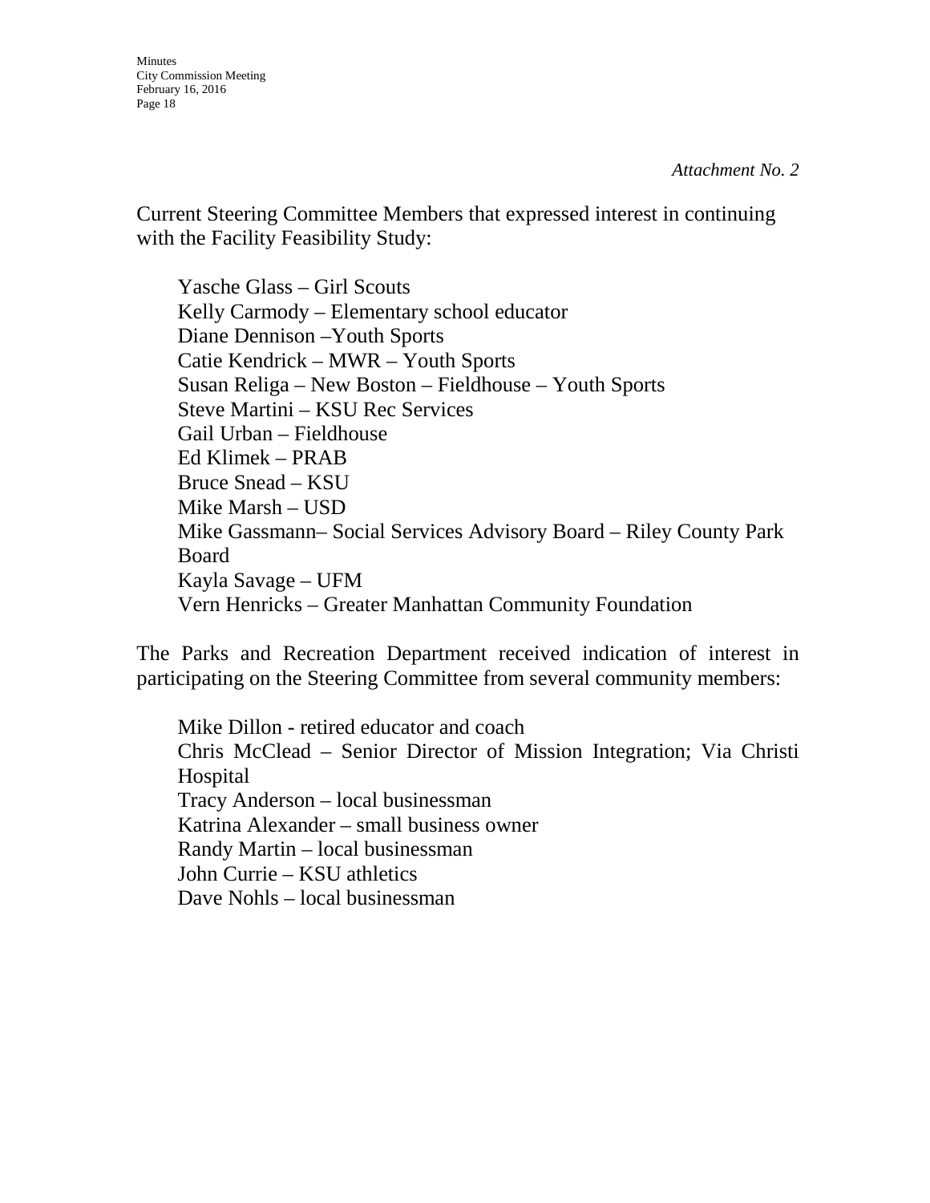*Attachment No. 2*

Current Steering Committee Members that expressed interest in continuing with the Facility Feasibility Study:

Yasche Glass – Girl Scouts
Kelly Carmody – Elementary school educator
Diane Dennison –Youth Sports
Catie Kendrick – MWR – Youth Sports
Susan Religa – New Boston – Fieldhouse – Youth Sports
Steve Martini – KSU Rec Services
Gail Urban – Fieldhouse
Ed Klimek – PRAB
Bruce Snead – KSU
Mike Marsh – USD
Mike Gassmann– Social Services Advisory Board – Riley County Park Board
Kayla Savage – UFM
Vern Henricks – Greater Manhattan Community Foundation

The Parks and Recreation Department received indication of interest in participating on the Steering Committee from several community members:

Mike Dillon - retired educator and coach
Chris McClead – Senior Director of Mission Integration; Via Christi Hospital
Tracy Anderson – local businessman
Katrina Alexander – small business owner
Randy Martin – local businessman
John Currie – KSU athletics
Dave Nohls – local businessman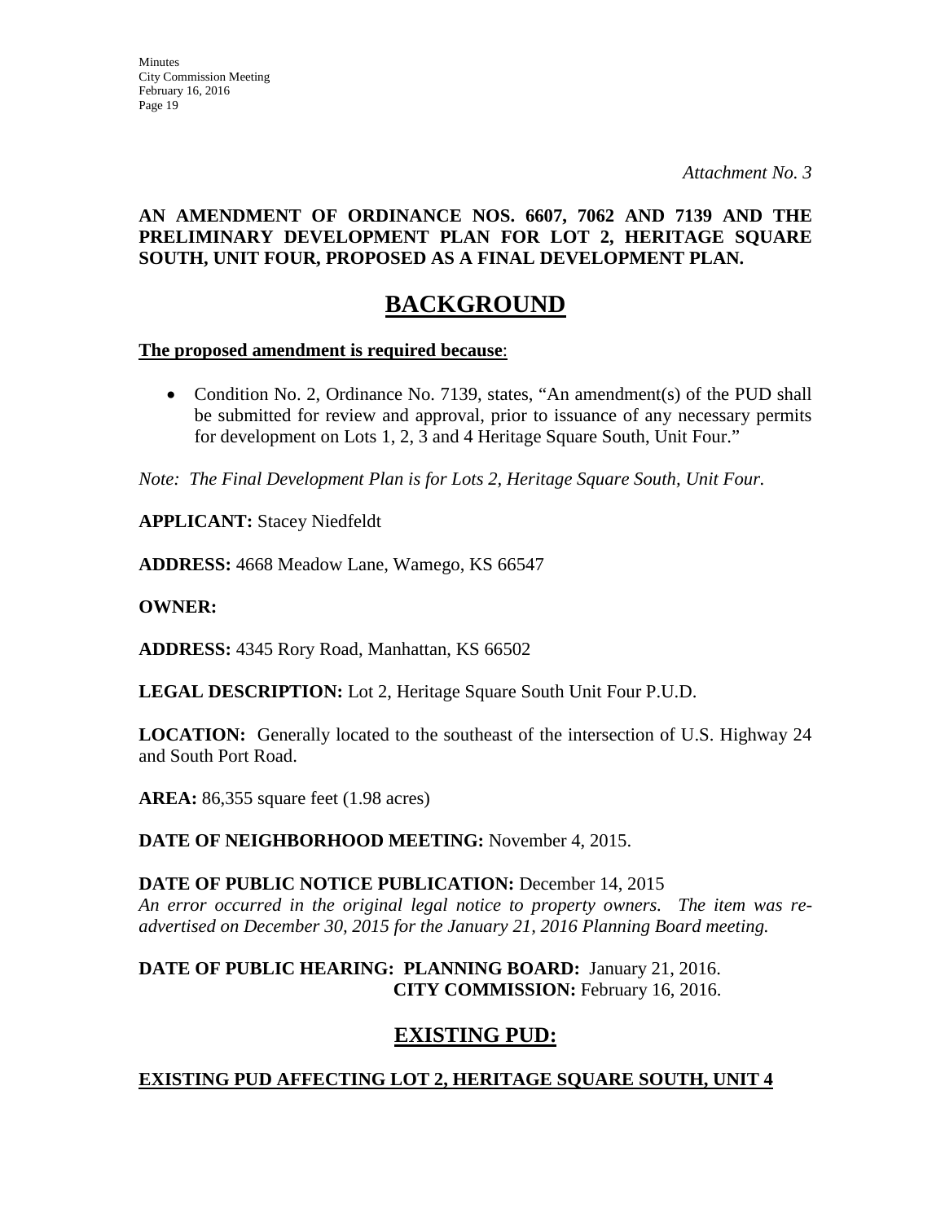*Attachment No. 3*

**AN AMENDMENT OF ORDINANCE NOS. 6607, 7062 AND 7139 AND THE PRELIMINARY DEVELOPMENT PLAN FOR LOT 2, HERITAGE SQUARE SOUTH, UNIT FOUR, PROPOSED AS A FINAL DEVELOPMENT PLAN.**

# BACKGROUND

**The proposed amendment is required because**:

- Condition No. 2, Ordinance No. 7139, states, "An amendment(s) of the PUD shall be submitted for review and approval, prior to issuance of any necessary permits for development on Lots 1, 2, 3 and 4 Heritage Square South, Unit Four."

*Note: The Final Development Plan is for Lots 2, Heritage Square South, Unit Four.*

**APPLICANT:** Stacey Niedfeldt

**ADDRESS:** 4668 Meadow Lane, Wamego, KS 66547

**OWNER:**

**ADDRESS:** 4345 Rory Road, Manhattan, KS 66502

**LEGAL DESCRIPTION:** Lot 2, Heritage Square South Unit Four P.U.D.

**LOCATION:** Generally located to the southeast of the intersection of U.S. Highway 24 and South Port Road.

**AREA:** 86,355 square feet (1.98 acres)

**DATE OF NEIGHBORHOOD MEETING:** November 4, 2015.

**DATE OF PUBLIC NOTICE PUBLICATION:** December 14, 2015
*An error occurred in the original legal notice to property owners. The item was re-advertised on December 30, 2015 for the January 21, 2016 Planning Board meeting.*

**DATE OF PUBLIC HEARING: PLANNING BOARD:** January 21, 2016.
**CITY COMMISSION:** February 16, 2016.

## EXISTING PUD:

**EXISTING PUD AFFECTING LOT 2, HERITAGE SQUARE SOUTH, UNIT 4**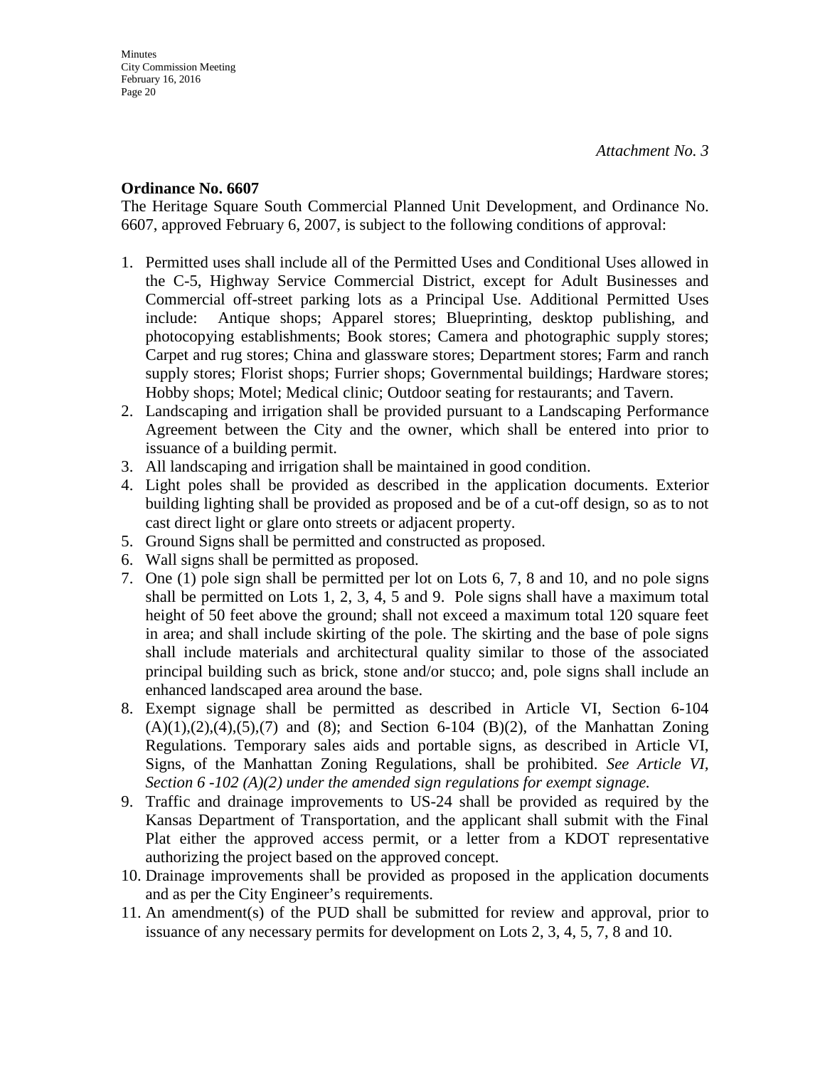*Attachment No. 3*

**Ordinance No. 6607**

The Heritage Square South Commercial Planned Unit Development, and Ordinance No. 6607, approved February 6, 2007, is subject to the following conditions of approval:

1. Permitted uses shall include all of the Permitted Uses and Conditional Uses allowed in the C-5, Highway Service Commercial District, except for Adult Businesses and Commercial off-street parking lots as a Principal Use. Additional Permitted Uses include: Antique shops; Apparel stores; Blueprinting, desktop publishing, and photocopying establishments; Book stores; Camera and photographic supply stores; Carpet and rug stores; China and glassware stores; Department stores; Farm and ranch supply stores; Florist shops; Furrier shops; Governmental buildings; Hardware stores; Hobby shops; Motel; Medical clinic; Outdoor seating for restaurants; and Tavern.
2. Landscaping and irrigation shall be provided pursuant to a Landscaping Performance Agreement between the City and the owner, which shall be entered into prior to issuance of a building permit.
3. All landscaping and irrigation shall be maintained in good condition.
4. Light poles shall be provided as described in the application documents. Exterior building lighting shall be provided as proposed and be of a cut-off design, so as to not cast direct light or glare onto streets or adjacent property.
5. Ground Signs shall be permitted and constructed as proposed.
6. Wall signs shall be permitted as proposed.
7. One (1) pole sign shall be permitted per lot on Lots 6, 7, 8 and 10, and no pole signs shall be permitted on Lots 1, 2, 3, 4, 5 and 9. Pole signs shall have a maximum total height of 50 feet above the ground; shall not exceed a maximum total 120 square feet in area; and shall include skirting of the pole. The skirting and the base of pole signs shall include materials and architectural quality similar to those of the associated principal building such as brick, stone and/or stucco; and, pole signs shall include an enhanced landscaped area around the base.
8. Exempt signage shall be permitted as described in Article VI, Section 6-104 (A)(1),(2),(4),(5),(7) and (8); and Section 6-104 (B)(2), of the Manhattan Zoning Regulations. Temporary sales aids and portable signs, as described in Article VI, Signs, of the Manhattan Zoning Regulations, shall be prohibited. *See Article VI, Section 6 -102 (A)(2) under the amended sign regulations for exempt signage.*
9. Traffic and drainage improvements to US-24 shall be provided as required by the Kansas Department of Transportation, and the applicant shall submit with the Final Plat either the approved access permit, or a letter from a KDOT representative authorizing the project based on the approved concept.
10. Drainage improvements shall be provided as proposed in the application documents and as per the City Engineer's requirements.
11. An amendment(s) of the PUD shall be submitted for review and approval, prior to issuance of any necessary permits for development on Lots 2, 3, 4, 5, 7, 8 and 10.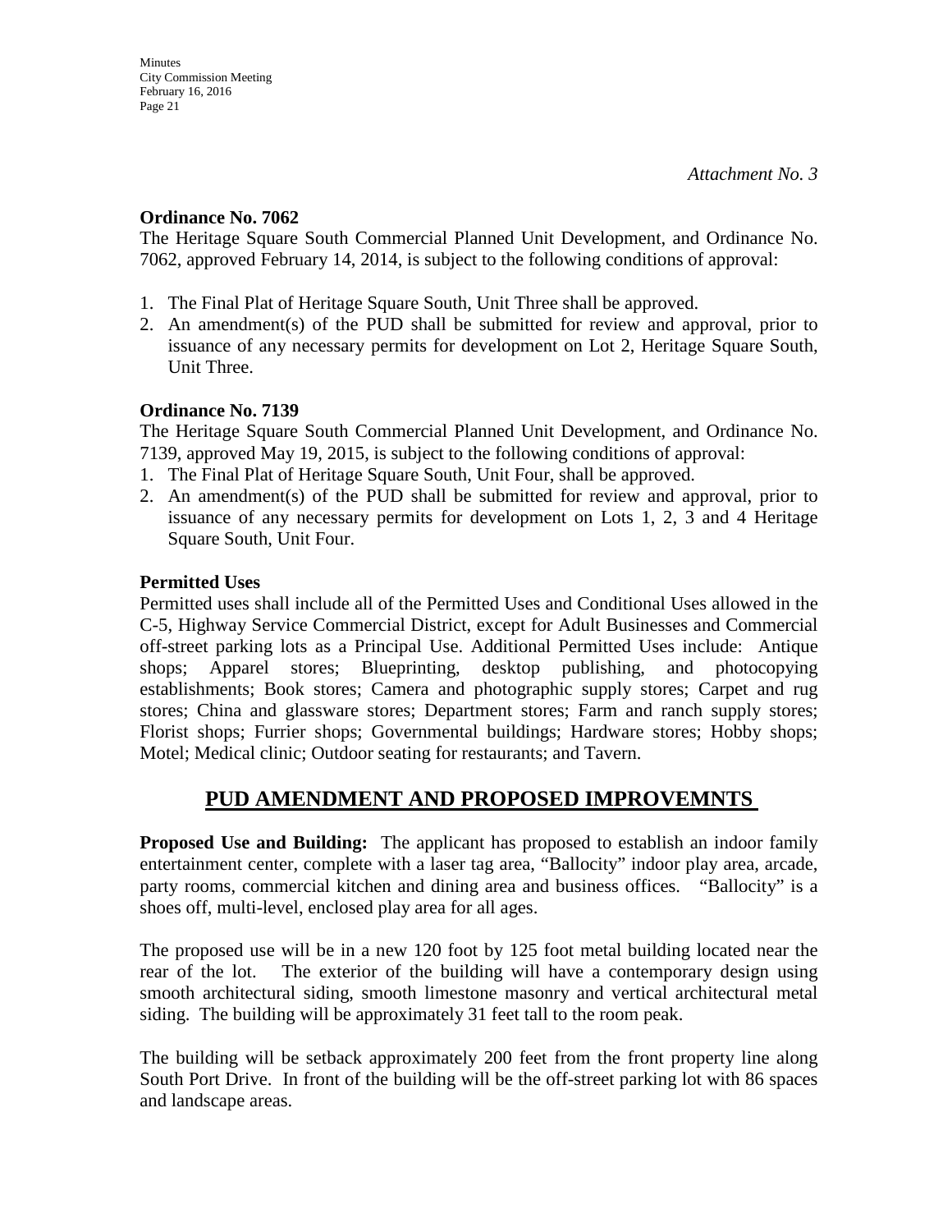*Attachment No. 3*

**Ordinance No. 7062**

The Heritage Square South Commercial Planned Unit Development, and Ordinance No. 7062, approved February 14, 2014, is subject to the following conditions of approval:

1. The Final Plat of Heritage Square South, Unit Three shall be approved.
2. An amendment(s) of the PUD shall be submitted for review and approval, prior to issuance of any necessary permits for development on Lot 2, Heritage Square South, Unit Three.

**Ordinance No. 7139**

The Heritage Square South Commercial Planned Unit Development, and Ordinance No. 7139, approved May 19, 2015, is subject to the following conditions of approval:

1. The Final Plat of Heritage Square South, Unit Four, shall be approved.
2. An amendment(s) of the PUD shall be submitted for review and approval, prior to issuance of any necessary permits for development on Lots 1, 2, 3 and 4 Heritage Square South, Unit Four.

**Permitted Uses**

Permitted uses shall include all of the Permitted Uses and Conditional Uses allowed in the C-5, Highway Service Commercial District, except for Adult Businesses and Commercial off-street parking lots as a Principal Use. Additional Permitted Uses include: Antique shops; Apparel stores; Blueprinting, desktop publishing, and photocopying establishments; Book stores; Camera and photographic supply stores; Carpet and rug stores; China and glassware stores; Department stores; Farm and ranch supply stores; Florist shops; Furrier shops; Governmental buildings; Hardware stores; Hobby shops; Motel; Medical clinic; Outdoor seating for restaurants; and Tavern.

## PUD AMENDMENT AND PROPOSED IMPROVEMNTS

**Proposed Use and Building:** The applicant has proposed to establish an indoor family entertainment center, complete with a laser tag area, "Ballocity" indoor play area, arcade, party rooms, commercial kitchen and dining area and business offices. "Ballocity" is a shoes off, multi-level, enclosed play area for all ages.

The proposed use will be in a new 120 foot by 125 foot metal building located near the rear of the lot. The exterior of the building will have a contemporary design using smooth architectural siding, smooth limestone masonry and vertical architectural metal siding. The building will be approximately 31 feet tall to the room peak.

The building will be setback approximately 200 feet from the front property line along South Port Drive. In front of the building will be the off-street parking lot with 86 spaces and landscape areas.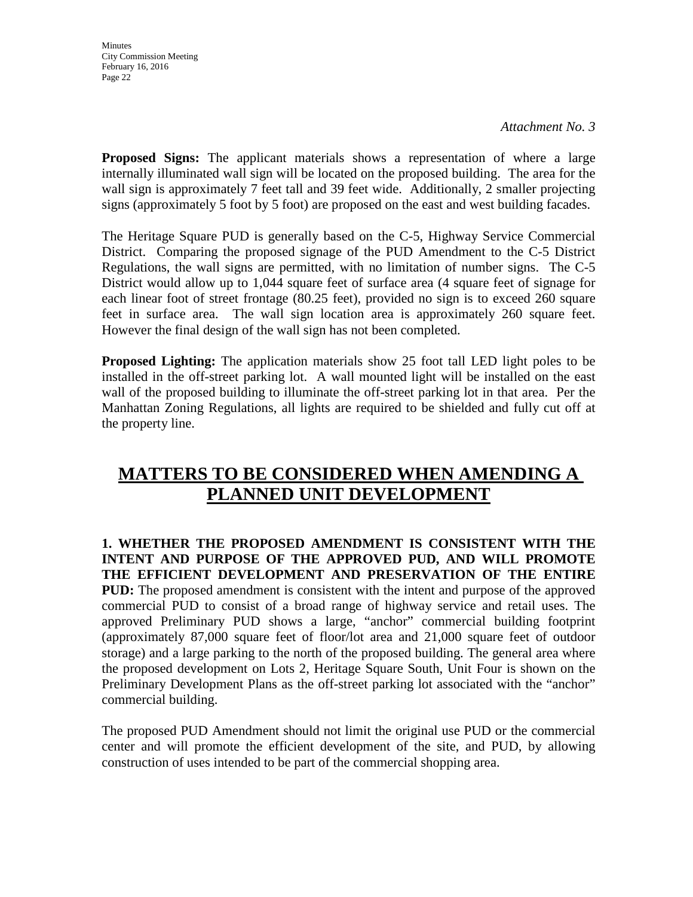*Attachment No. 3*

**Proposed Signs:** The applicant materials shows a representation of where a large internally illuminated wall sign will be located on the proposed building. The area for the wall sign is approximately 7 feet tall and 39 feet wide. Additionally, 2 smaller projecting signs (approximately 5 foot by 5 foot) are proposed on the east and west building facades.

The Heritage Square PUD is generally based on the C-5, Highway Service Commercial District. Comparing the proposed signage of the PUD Amendment to the C-5 District Regulations, the wall signs are permitted, with no limitation of number signs. The C-5 District would allow up to 1,044 square feet of surface area (4 square feet of signage for each linear foot of street frontage (80.25 feet), provided no sign is to exceed 260 square feet in surface area. The wall sign location area is approximately 260 square feet. However the final design of the wall sign has not been completed.

**Proposed Lighting:** The application materials show 25 foot tall LED light poles to be installed in the off-street parking lot. A wall mounted light will be installed on the east wall of the proposed building to illuminate the off-street parking lot in that area. Per the Manhattan Zoning Regulations, all lights are required to be shielded and fully cut off at the property line.

## MATTERS TO BE CONSIDERED WHEN AMENDING A PLANNED UNIT DEVELOPMENT

**1. WHETHER THE PROPOSED AMENDMENT IS CONSISTENT WITH THE INTENT AND PURPOSE OF THE APPROVED PUD, AND WILL PROMOTE THE EFFICIENT DEVELOPMENT AND PRESERVATION OF THE ENTIRE PUD:** The proposed amendment is consistent with the intent and purpose of the approved commercial PUD to consist of a broad range of highway service and retail uses. The approved Preliminary PUD shows a large, "anchor" commercial building footprint (approximately 87,000 square feet of floor/lot area and 21,000 square feet of outdoor storage) and a large parking to the north of the proposed building. The general area where the proposed development on Lots 2, Heritage Square South, Unit Four is shown on the Preliminary Development Plans as the off-street parking lot associated with the "anchor" commercial building.

The proposed PUD Amendment should not limit the original use PUD or the commercial center and will promote the efficient development of the site, and PUD, by allowing construction of uses intended to be part of the commercial shopping area.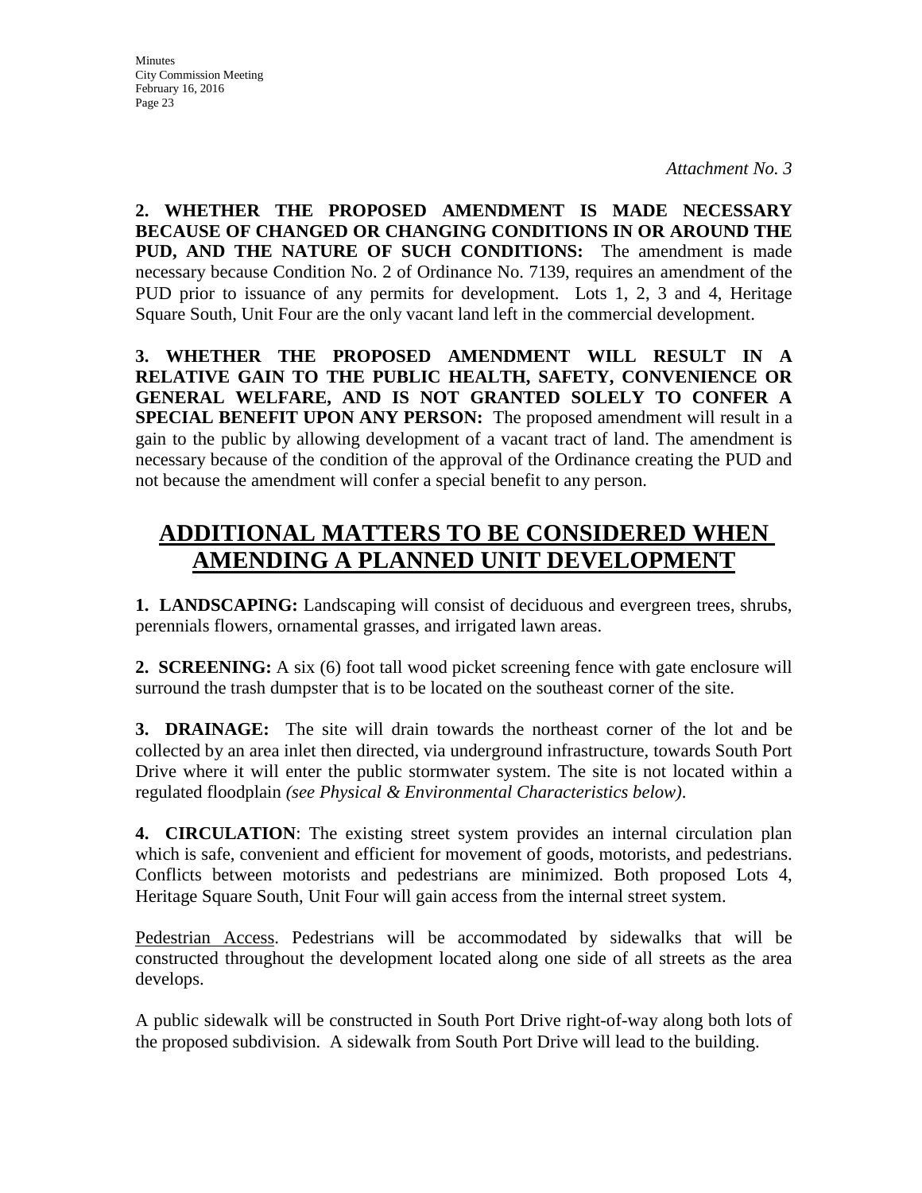*Attachment No. 3*

**2. WHETHER THE PROPOSED AMENDMENT IS MADE NECESSARY BECAUSE OF CHANGED OR CHANGING CONDITIONS IN OR AROUND THE PUD, AND THE NATURE OF SUCH CONDITIONS:** The amendment is made necessary because Condition No. 2 of Ordinance No. 7139, requires an amendment of the PUD prior to issuance of any permits for development. Lots 1, 2, 3 and 4, Heritage Square South, Unit Four are the only vacant land left in the commercial development.

**3. WHETHER THE PROPOSED AMENDMENT WILL RESULT IN A RELATIVE GAIN TO THE PUBLIC HEALTH, SAFETY, CONVENIENCE OR GENERAL WELFARE, AND IS NOT GRANTED SOLELY TO CONFER A SPECIAL BENEFIT UPON ANY PERSON:** The proposed amendment will result in a gain to the public by allowing development of a vacant tract of land. The amendment is necessary because of the condition of the approval of the Ordinance creating the PUD and not because the amendment will confer a special benefit to any person.

## ADDITIONAL MATTERS TO BE CONSIDERED WHEN AMENDING A PLANNED UNIT DEVELOPMENT

**1. LANDSCAPING:** Landscaping will consist of deciduous and evergreen trees, shrubs, perennials flowers, ornamental grasses, and irrigated lawn areas.

**2. SCREENING:** A six (6) foot tall wood picket screening fence with gate enclosure will surround the trash dumpster that is to be located on the southeast corner of the site.

**3. DRAINAGE:** The site will drain towards the northeast corner of the lot and be collected by an area inlet then directed, via underground infrastructure, towards South Port Drive where it will enter the public stormwater system. The site is not located within a regulated floodplain *(see Physical & Environmental Characteristics below)*.

**4. CIRCULATION**: The existing street system provides an internal circulation plan which is safe, convenient and efficient for movement of goods, motorists, and pedestrians. Conflicts between motorists and pedestrians are minimized. Both proposed Lots 4, Heritage Square South, Unit Four will gain access from the internal street system.

Pedestrian Access. Pedestrians will be accommodated by sidewalks that will be constructed throughout the development located along one side of all streets as the area develops.

A public sidewalk will be constructed in South Port Drive right-of-way along both lots of the proposed subdivision. A sidewalk from South Port Drive will lead to the building.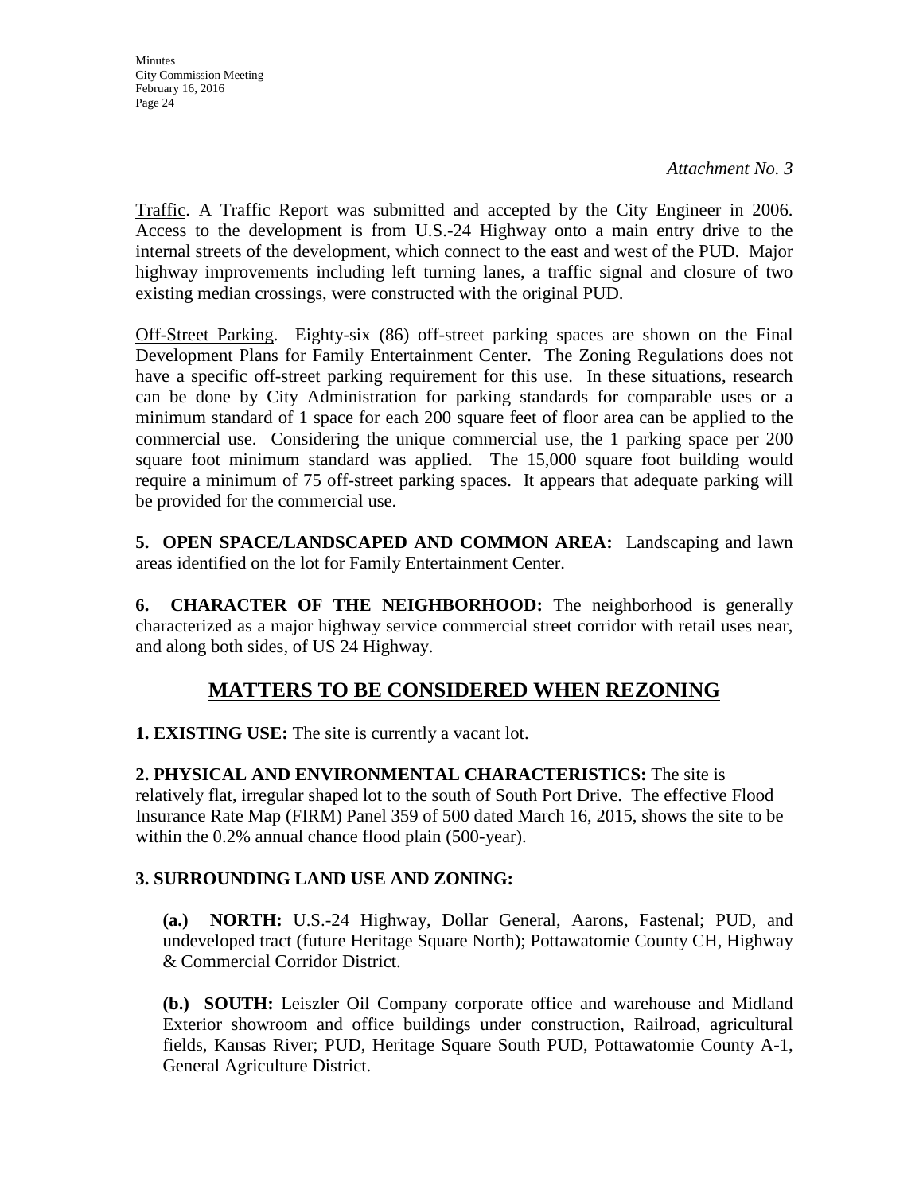*Attachment No. 3*

Traffic. A Traffic Report was submitted and accepted by the City Engineer in 2006. Access to the development is from U.S.-24 Highway onto a main entry drive to the internal streets of the development, which connect to the east and west of the PUD. Major highway improvements including left turning lanes, a traffic signal and closure of two existing median crossings, were constructed with the original PUD.

Off-Street Parking. Eighty-six (86) off-street parking spaces are shown on the Final Development Plans for Family Entertainment Center. The Zoning Regulations does not have a specific off-street parking requirement for this use. In these situations, research can be done by City Administration for parking standards for comparable uses or a minimum standard of 1 space for each 200 square feet of floor area can be applied to the commercial use. Considering the unique commercial use, the 1 parking space per 200 square foot minimum standard was applied. The 15,000 square foot building would require a minimum of 75 off-street parking spaces. It appears that adequate parking will be provided for the commercial use.

**5. OPEN SPACE/LANDSCAPED AND COMMON AREA:** Landscaping and lawn areas identified on the lot for Family Entertainment Center.

**6. CHARACTER OF THE NEIGHBORHOOD:** The neighborhood is generally characterized as a major highway service commercial street corridor with retail uses near, and along both sides, of US 24 Highway.

## MATTERS TO BE CONSIDERED WHEN REZONING

**1. EXISTING USE:** The site is currently a vacant lot.

**2. PHYSICAL AND ENVIRONMENTAL CHARACTERISTICS:** The site is relatively flat, irregular shaped lot to the south of South Port Drive. The effective Flood Insurance Rate Map (FIRM) Panel 359 of 500 dated March 16, 2015, shows the site to be within the 0.2% annual chance flood plain (500-year).

**3. SURROUNDING LAND USE AND ZONING:**

**(a.) NORTH:** U.S.-24 Highway, Dollar General, Aarons, Fastenal; PUD, and undeveloped tract (future Heritage Square North); Pottawatomie County CH, Highway & Commercial Corridor District.

**(b.) SOUTH:** Leiszler Oil Company corporate office and warehouse and Midland Exterior showroom and office buildings under construction, Railroad, agricultural fields, Kansas River; PUD, Heritage Square South PUD, Pottawatomie County A-1, General Agriculture District.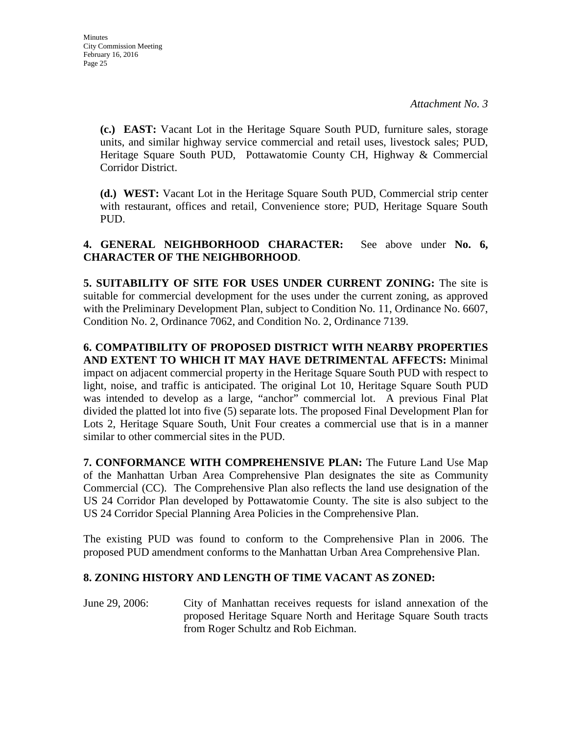*Attachment No. 3*

**(c.) EAST:** Vacant Lot in the Heritage Square South PUD, furniture sales, storage units, and similar highway service commercial and retail uses, livestock sales; PUD, Heritage Square South PUD, Pottawatomie County CH, Highway & Commercial Corridor District.

**(d.) WEST:** Vacant Lot in the Heritage Square South PUD, Commercial strip center with restaurant, offices and retail, Convenience store; PUD, Heritage Square South PUD.

**4. GENERAL NEIGHBORHOOD CHARACTER:** See above under **No. 6, CHARACTER OF THE NEIGHBORHOOD**.

**5. SUITABILITY OF SITE FOR USES UNDER CURRENT ZONING:** The site is suitable for commercial development for the uses under the current zoning, as approved with the Preliminary Development Plan, subject to Condition No. 11, Ordinance No. 6607, Condition No. 2, Ordinance 7062, and Condition No. 2, Ordinance 7139.

**6. COMPATIBILITY OF PROPOSED DISTRICT WITH NEARBY PROPERTIES AND EXTENT TO WHICH IT MAY HAVE DETRIMENTAL AFFECTS:** Minimal impact on adjacent commercial property in the Heritage Square South PUD with respect to light, noise, and traffic is anticipated. The original Lot 10, Heritage Square South PUD was intended to develop as a large, "anchor" commercial lot. A previous Final Plat divided the platted lot into five (5) separate lots. The proposed Final Development Plan for Lots 2, Heritage Square South, Unit Four creates a commercial use that is in a manner similar to other commercial sites in the PUD.

**7. CONFORMANCE WITH COMPREHENSIVE PLAN:** The Future Land Use Map of the Manhattan Urban Area Comprehensive Plan designates the site as Community Commercial (CC). The Comprehensive Plan also reflects the land use designation of the US 24 Corridor Plan developed by Pottawatomie County. The site is also subject to the US 24 Corridor Special Planning Area Policies in the Comprehensive Plan.

The existing PUD was found to conform to the Comprehensive Plan in 2006. The proposed PUD amendment conforms to the Manhattan Urban Area Comprehensive Plan.

**8. ZONING HISTORY AND LENGTH OF TIME VACANT AS ZONED:**

June 29, 2006: City of Manhattan receives requests for island annexation of the proposed Heritage Square North and Heritage Square South tracts from Roger Schultz and Rob Eichman.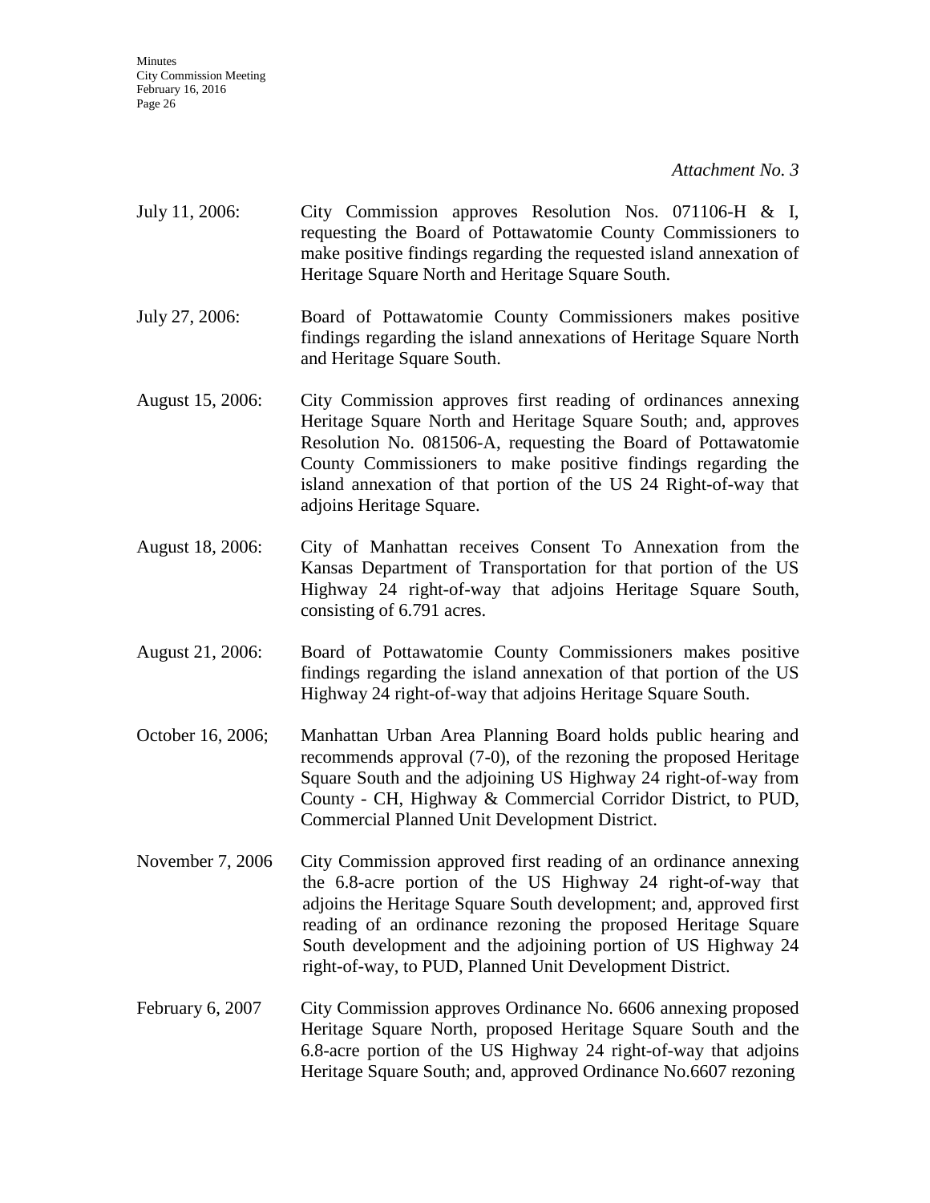*Attachment No. 3*

July 11, 2006: City Commission approves Resolution Nos. 071106-H & I, requesting the Board of Pottawatomie County Commissioners to make positive findings regarding the requested island annexation of Heritage Square North and Heritage Square South.

July 27, 2006: Board of Pottawatomie County Commissioners makes positive findings regarding the island annexations of Heritage Square North and Heritage Square South.

August 15, 2006: City Commission approves first reading of ordinances annexing Heritage Square North and Heritage Square South; and, approves Resolution No. 081506-A, requesting the Board of Pottawatomie County Commissioners to make positive findings regarding the island annexation of that portion of the US 24 Right-of-way that adjoins Heritage Square.

August 18, 2006: City of Manhattan receives Consent To Annexation from the Kansas Department of Transportation for that portion of the US Highway 24 right-of-way that adjoins Heritage Square South, consisting of 6.791 acres.

August 21, 2006: Board of Pottawatomie County Commissioners makes positive findings regarding the island annexation of that portion of the US Highway 24 right-of-way that adjoins Heritage Square South.

October 16, 2006; Manhattan Urban Area Planning Board holds public hearing and recommends approval (7-0), of the rezoning the proposed Heritage Square South and the adjoining US Highway 24 right-of-way from County - CH, Highway & Commercial Corridor District, to PUD, Commercial Planned Unit Development District.

November 7, 2006 City Commission approved first reading of an ordinance annexing the 6.8-acre portion of the US Highway 24 right-of-way that adjoins the Heritage Square South development; and, approved first reading of an ordinance rezoning the proposed Heritage Square South development and the adjoining portion of US Highway 24 right-of-way, to PUD, Planned Unit Development District.

February 6, 2007 City Commission approves Ordinance No. 6606 annexing proposed Heritage Square North, proposed Heritage Square South and the 6.8-acre portion of the US Highway 24 right-of-way that adjoins Heritage Square South; and, approved Ordinance No.6607 rezoning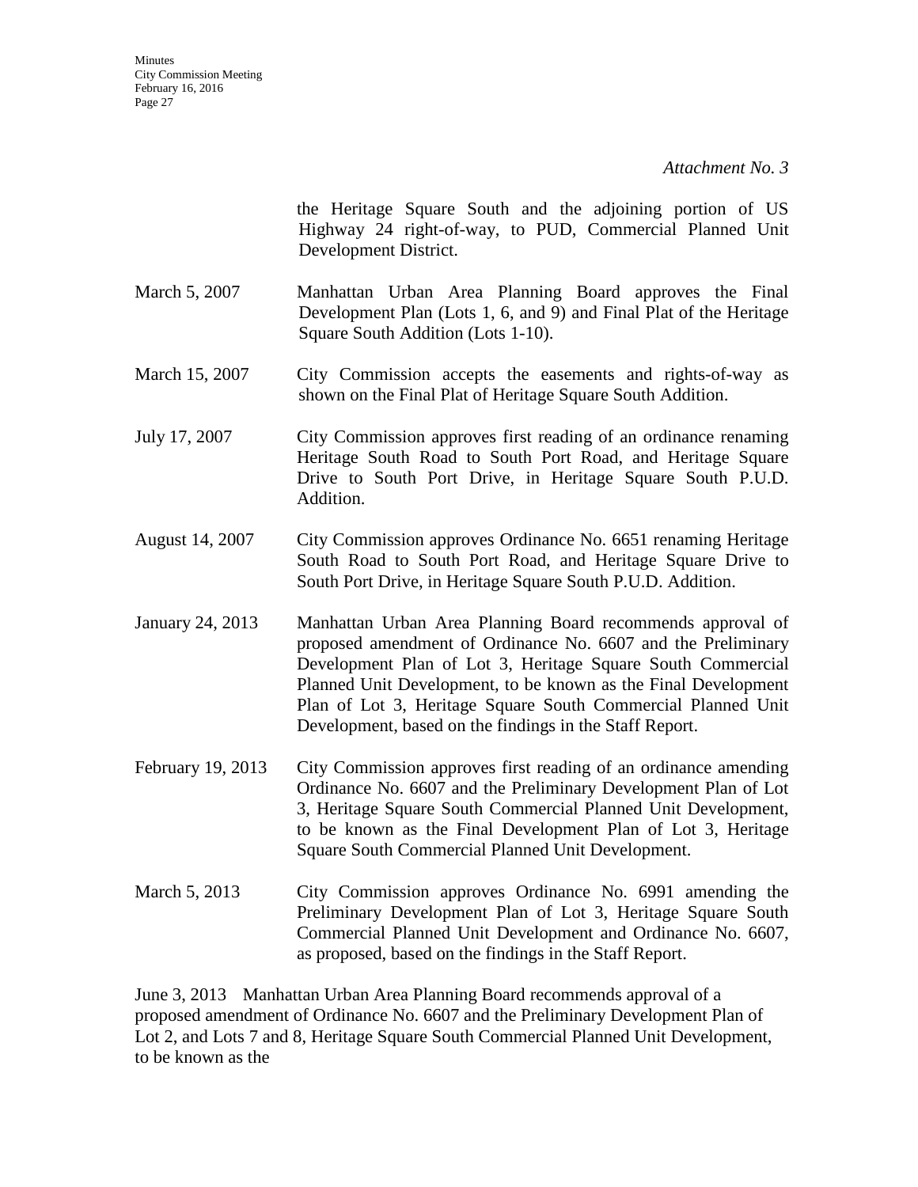*Attachment No. 3*

the Heritage Square South and the adjoining portion of US Highway 24 right-of-way, to PUD, Commercial Planned Unit Development District.

March 5, 2007 Manhattan Urban Area Planning Board approves the Final Development Plan (Lots 1, 6, and 9) and Final Plat of the Heritage Square South Addition (Lots 1-10).

March 15, 2007 City Commission accepts the easements and rights-of-way as shown on the Final Plat of Heritage Square South Addition.

July 17, 2007 City Commission approves first reading of an ordinance renaming Heritage South Road to South Port Road, and Heritage Square Drive to South Port Drive, in Heritage Square South P.U.D. Addition.

August 14, 2007 City Commission approves Ordinance No. 6651 renaming Heritage South Road to South Port Road, and Heritage Square Drive to South Port Drive, in Heritage Square South P.U.D. Addition.

January 24, 2013 Manhattan Urban Area Planning Board recommends approval of proposed amendment of Ordinance No. 6607 and the Preliminary Development Plan of Lot 3, Heritage Square South Commercial Planned Unit Development, to be known as the Final Development Plan of Lot 3, Heritage Square South Commercial Planned Unit Development, based on the findings in the Staff Report.

February 19, 2013 City Commission approves first reading of an ordinance amending Ordinance No. 6607 and the Preliminary Development Plan of Lot 3, Heritage Square South Commercial Planned Unit Development, to be known as the Final Development Plan of Lot 3, Heritage Square South Commercial Planned Unit Development.

March 5, 2013 City Commission approves Ordinance No. 6991 amending the Preliminary Development Plan of Lot 3, Heritage Square South Commercial Planned Unit Development and Ordinance No. 6607, as proposed, based on the findings in the Staff Report.

June 3, 2013 Manhattan Urban Area Planning Board recommends approval of a proposed amendment of Ordinance No. 6607 and the Preliminary Development Plan of Lot 2, and Lots 7 and 8, Heritage Square South Commercial Planned Unit Development, to be known as the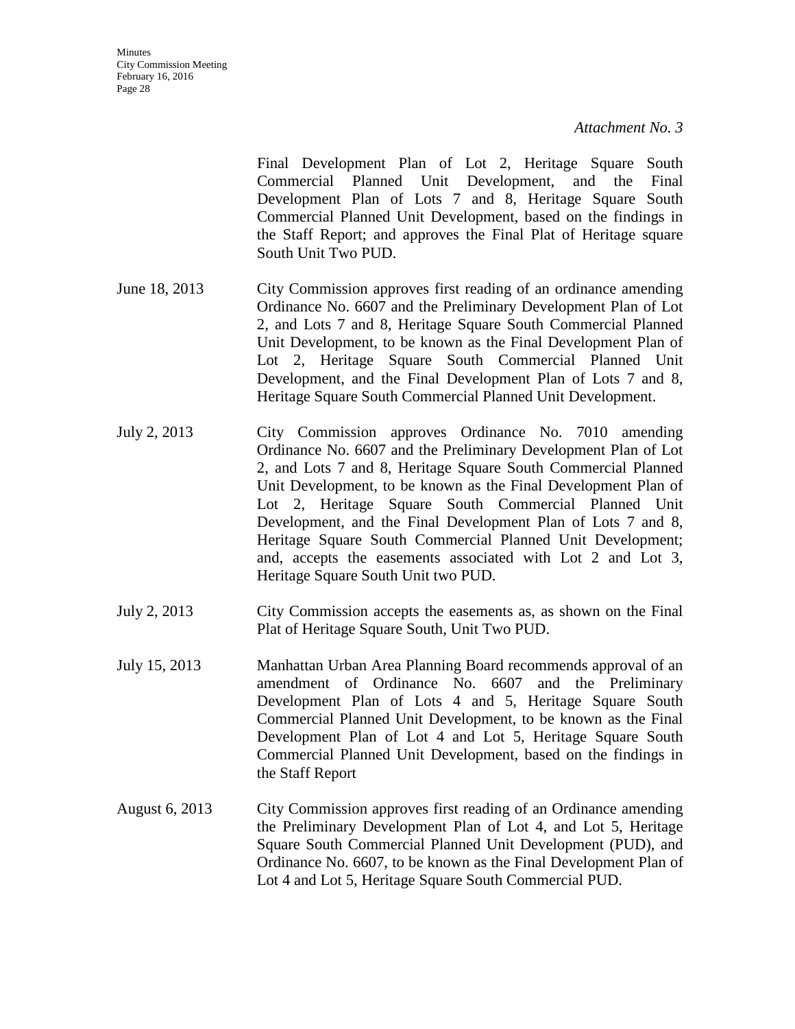*Attachment No. 3*

Final Development Plan of Lot 2, Heritage Square South Commercial Planned Unit Development, and the Final Development Plan of Lots 7 and 8, Heritage Square South Commercial Planned Unit Development, based on the findings in the Staff Report; and approves the Final Plat of Heritage square South Unit Two PUD.

| | |
|---|---|
| June 18, 2013 | City Commission approves first reading of an ordinance amending Ordinance No. 6607 and the Preliminary Development Plan of Lot 2, and Lots 7 and 8, Heritage Square South Commercial Planned Unit Development, to be known as the Final Development Plan of Lot 2, Heritage Square South Commercial Planned Unit Development, and the Final Development Plan of Lots 7 and 8, Heritage Square South Commercial Planned Unit Development. |
| July 2, 2013 | City Commission approves Ordinance No. 7010 amending Ordinance No. 6607 and the Preliminary Development Plan of Lot 2, and Lots 7 and 8, Heritage Square South Commercial Planned Unit Development, to be known as the Final Development Plan of Lot 2, Heritage Square South Commercial Planned Unit Development, and the Final Development Plan of Lots 7 and 8, Heritage Square South Commercial Planned Unit Development; and, accepts the easements associated with Lot 2 and Lot 3, Heritage Square South Unit two PUD. |
| July 2, 2013 | City Commission accepts the easements as, as shown on the Final Plat of Heritage Square South, Unit Two PUD. |
| July 15, 2013 | Manhattan Urban Area Planning Board recommends approval of an amendment of Ordinance No. 6607 and the Preliminary Development Plan of Lots 4 and 5, Heritage Square South Commercial Planned Unit Development, to be known as the Final Development Plan of Lot 4 and Lot 5, Heritage Square South Commercial Planned Unit Development, based on the findings in the Staff Report |
| August 6, 2013 | City Commission approves first reading of an Ordinance amending the Preliminary Development Plan of Lot 4, and Lot 5, Heritage Square South Commercial Planned Unit Development (PUD), and Ordinance No. 6607, to be known as the Final Development Plan of Lot 4 and Lot 5, Heritage Square South Commercial PUD. |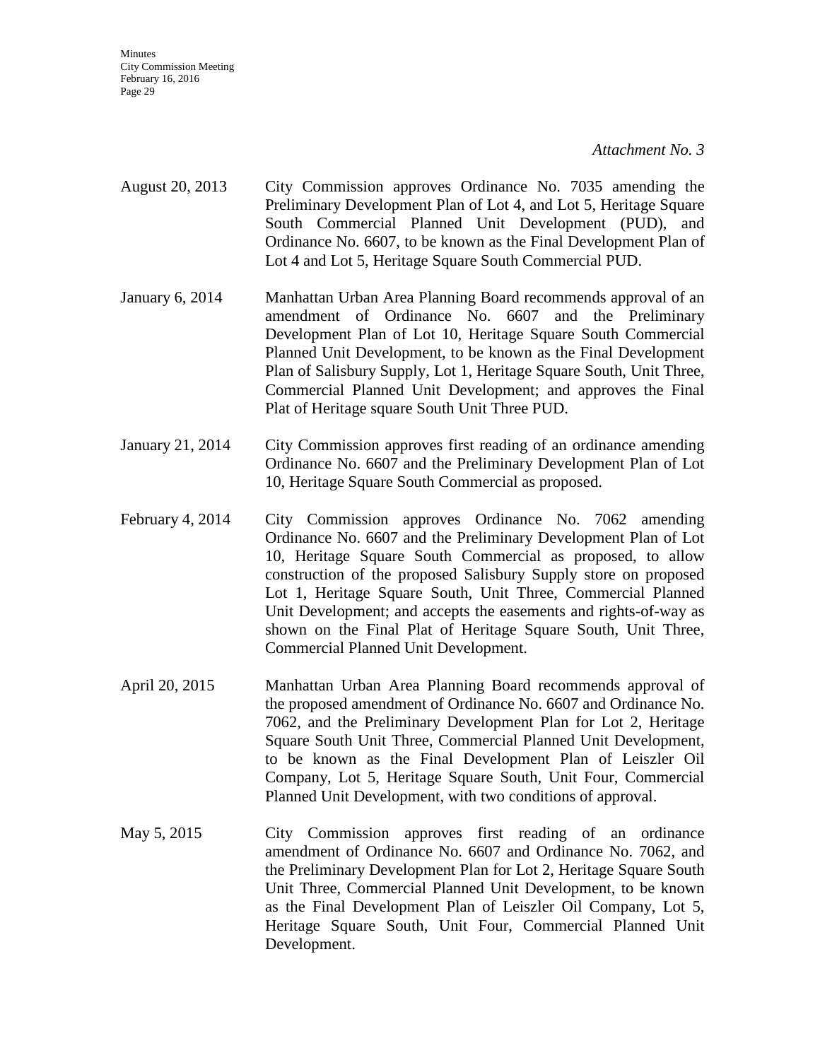*Attachment No. 3*

| | |
|---|---|
| August 20, 2013 | City Commission approves Ordinance No. 7035 amending the Preliminary Development Plan of Lot 4, and Lot 5, Heritage Square South Commercial Planned Unit Development (PUD), and Ordinance No. 6607, to be known as the Final Development Plan of Lot 4 and Lot 5, Heritage Square South Commercial PUD. |
| January 6, 2014 | Manhattan Urban Area Planning Board recommends approval of an amendment of Ordinance No. 6607 and the Preliminary Development Plan of Lot 10, Heritage Square South Commercial Planned Unit Development, to be known as the Final Development Plan of Salisbury Supply, Lot 1, Heritage Square South, Unit Three, Commercial Planned Unit Development; and approves the Final Plat of Heritage square South Unit Three PUD. |
| January 21, 2014 | City Commission approves first reading of an ordinance amending Ordinance No. 6607 and the Preliminary Development Plan of Lot 10, Heritage Square South Commercial as proposed. |
| February 4, 2014 | City Commission approves Ordinance No. 7062 amending Ordinance No. 6607 and the Preliminary Development Plan of Lot 10, Heritage Square South Commercial as proposed, to allow construction of the proposed Salisbury Supply store on proposed Lot 1, Heritage Square South, Unit Three, Commercial Planned Unit Development; and accepts the easements and rights-of-way as shown on the Final Plat of Heritage Square South, Unit Three, Commercial Planned Unit Development. |
| April 20, 2015 | Manhattan Urban Area Planning Board recommends approval of the proposed amendment of Ordinance No. 6607 and Ordinance No. 7062, and the Preliminary Development Plan for Lot 2, Heritage Square South Unit Three, Commercial Planned Unit Development, to be known as the Final Development Plan of Leiszler Oil Company, Lot 5, Heritage Square South, Unit Four, Commercial Planned Unit Development, with two conditions of approval. |
| May 5, 2015 | City Commission approves first reading of an ordinance amendment of Ordinance No. 6607 and Ordinance No. 7062, and the Preliminary Development Plan for Lot 2, Heritage Square South Unit Three, Commercial Planned Unit Development, to be known as the Final Development Plan of Leiszler Oil Company, Lot 5, Heritage Square South, Unit Four, Commercial Planned Unit Development. |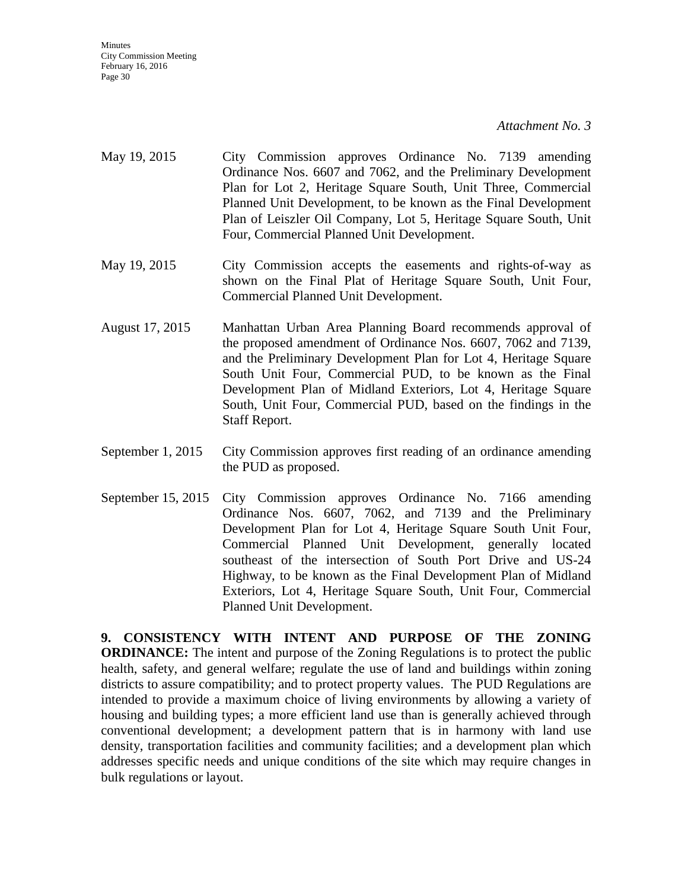*Attachment No. 3*

May 19, 2015 City Commission approves Ordinance No. 7139 amending Ordinance Nos. 6607 and 7062, and the Preliminary Development Plan for Lot 2, Heritage Square South, Unit Three, Commercial Planned Unit Development, to be known as the Final Development Plan of Leiszler Oil Company, Lot 5, Heritage Square South, Unit Four, Commercial Planned Unit Development.

May 19, 2015 City Commission accepts the easements and rights-of-way as shown on the Final Plat of Heritage Square South, Unit Four, Commercial Planned Unit Development.

August 17, 2015 Manhattan Urban Area Planning Board recommends approval of the proposed amendment of Ordinance Nos. 6607, 7062 and 7139, and the Preliminary Development Plan for Lot 4, Heritage Square South Unit Four, Commercial PUD, to be known as the Final Development Plan of Midland Exteriors, Lot 4, Heritage Square South, Unit Four, Commercial PUD, based on the findings in the Staff Report.

September 1, 2015 City Commission approves first reading of an ordinance amending the PUD as proposed.

September 15, 2015 City Commission approves Ordinance No. 7166 amending Ordinance Nos. 6607, 7062, and 7139 and the Preliminary Development Plan for Lot 4, Heritage Square South Unit Four, Commercial Planned Unit Development, generally located southeast of the intersection of South Port Drive and US-24 Highway, to be known as the Final Development Plan of Midland Exteriors, Lot 4, Heritage Square South, Unit Four, Commercial Planned Unit Development.

**9. CONSISTENCY WITH INTENT AND PURPOSE OF THE ZONING ORDINANCE:** The intent and purpose of the Zoning Regulations is to protect the public health, safety, and general welfare; regulate the use of land and buildings within zoning districts to assure compatibility; and to protect property values. The PUD Regulations are intended to provide a maximum choice of living environments by allowing a variety of housing and building types; a more efficient land use than is generally achieved through conventional development; a development pattern that is in harmony with land use density, transportation facilities and community facilities; and a development plan which addresses specific needs and unique conditions of the site which may require changes in bulk regulations or layout.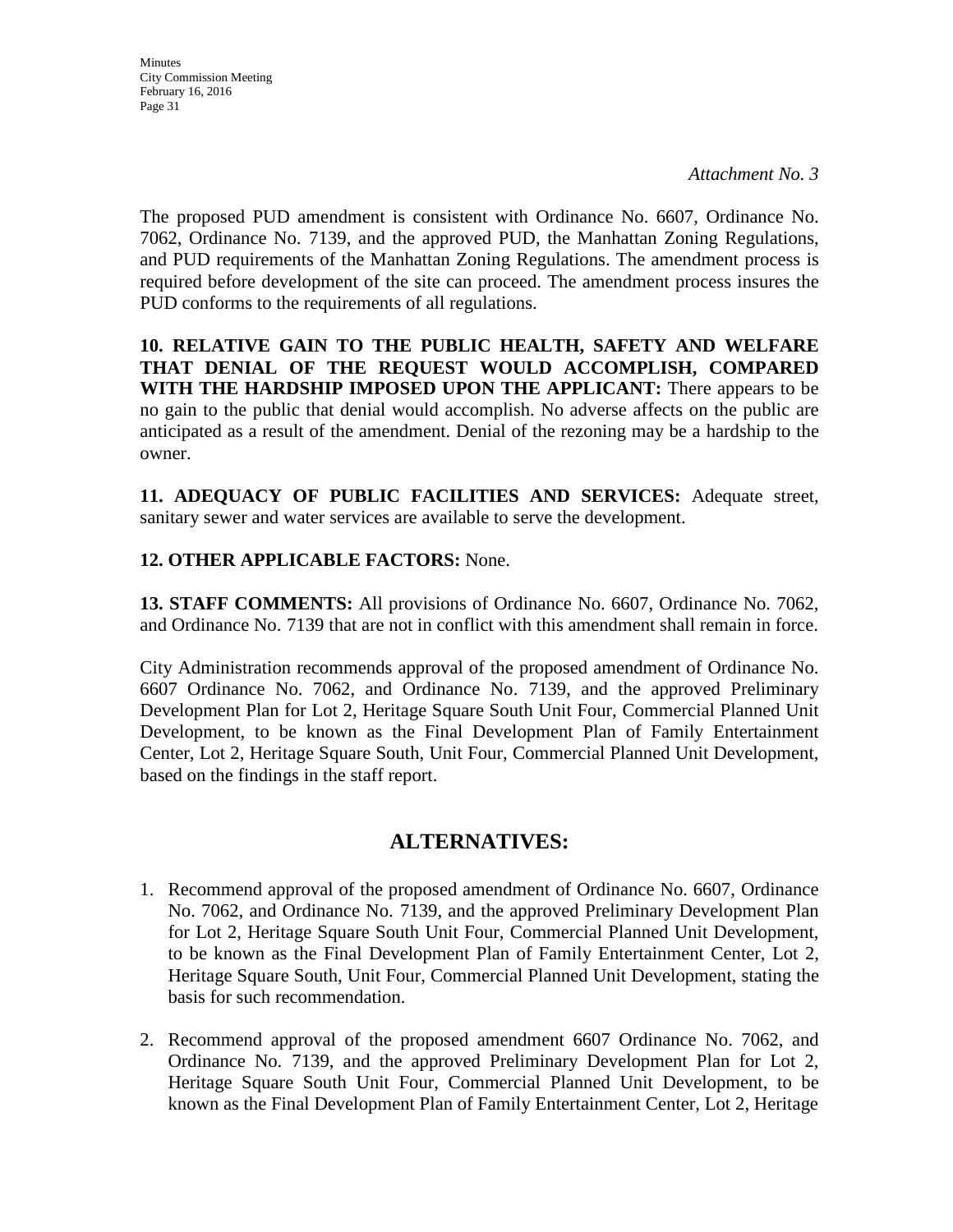*Attachment No. 3*

The proposed PUD amendment is consistent with Ordinance No. 6607, Ordinance No. 7062, Ordinance No. 7139, and the approved PUD, the Manhattan Zoning Regulations, and PUD requirements of the Manhattan Zoning Regulations. The amendment process is required before development of the site can proceed. The amendment process insures the PUD conforms to the requirements of all regulations.

**10. RELATIVE GAIN TO THE PUBLIC HEALTH, SAFETY AND WELFARE THAT DENIAL OF THE REQUEST WOULD ACCOMPLISH, COMPARED WITH THE HARDSHIP IMPOSED UPON THE APPLICANT:** There appears to be no gain to the public that denial would accomplish. No adverse affects on the public are anticipated as a result of the amendment. Denial of the rezoning may be a hardship to the owner.

**11. ADEQUACY OF PUBLIC FACILITIES AND SERVICES:** Adequate street, sanitary sewer and water services are available to serve the development.

**12. OTHER APPLICABLE FACTORS:** None.

**13. STAFF COMMENTS:** All provisions of Ordinance No. 6607, Ordinance No. 7062, and Ordinance No. 7139 that are not in conflict with this amendment shall remain in force.

City Administration recommends approval of the proposed amendment of Ordinance No. 6607 Ordinance No. 7062, and Ordinance No. 7139, and the approved Preliminary Development Plan for Lot 2, Heritage Square South Unit Four, Commercial Planned Unit Development, to be known as the Final Development Plan of Family Entertainment Center, Lot 2, Heritage Square South, Unit Four, Commercial Planned Unit Development, based on the findings in the staff report.

## ALTERNATIVES:

1. Recommend approval of the proposed amendment of Ordinance No. 6607, Ordinance No. 7062, and Ordinance No. 7139, and the approved Preliminary Development Plan for Lot 2, Heritage Square South Unit Four, Commercial Planned Unit Development, to be known as the Final Development Plan of Family Entertainment Center, Lot 2, Heritage Square South, Unit Four, Commercial Planned Unit Development, stating the basis for such recommendation.

2. Recommend approval of the proposed amendment 6607 Ordinance No. 7062, and Ordinance No. 7139, and the approved Preliminary Development Plan for Lot 2, Heritage Square South Unit Four, Commercial Planned Unit Development, to be known as the Final Development Plan of Family Entertainment Center, Lot 2, Heritage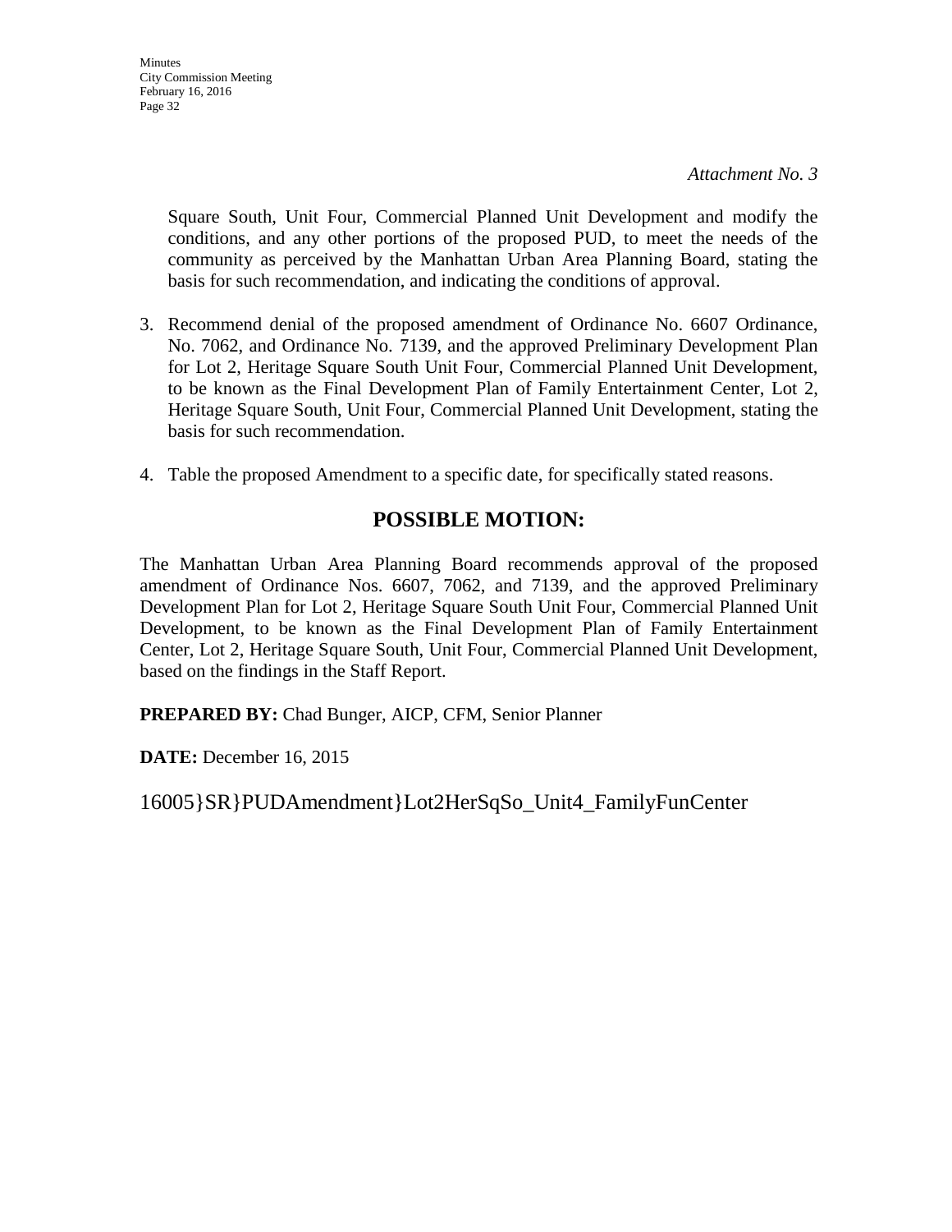*Attachment No. 3*

Square South, Unit Four, Commercial Planned Unit Development and modify the conditions, and any other portions of the proposed PUD, to meet the needs of the community as perceived by the Manhattan Urban Area Planning Board, stating the basis for such recommendation, and indicating the conditions of approval.

3. Recommend denial of the proposed amendment of Ordinance No. 6607 Ordinance, No. 7062, and Ordinance No. 7139, and the approved Preliminary Development Plan for Lot 2, Heritage Square South Unit Four, Commercial Planned Unit Development, to be known as the Final Development Plan of Family Entertainment Center, Lot 2, Heritage Square South, Unit Four, Commercial Planned Unit Development, stating the basis for such recommendation.

4. Table the proposed Amendment to a specific date, for specifically stated reasons.

## POSSIBLE MOTION:

The Manhattan Urban Area Planning Board recommends approval of the proposed amendment of Ordinance Nos. 6607, 7062, and 7139, and the approved Preliminary Development Plan for Lot 2, Heritage Square South Unit Four, Commercial Planned Unit Development, to be known as the Final Development Plan of Family Entertainment Center, Lot 2, Heritage Square South, Unit Four, Commercial Planned Unit Development, based on the findings in the Staff Report.

**PREPARED BY:** Chad Bunger, AICP, CFM, Senior Planner

**DATE:** December 16, 2015

16005}SR}PUDAmendment}Lot2HerSqSo_Unit4_FamilyFunCenter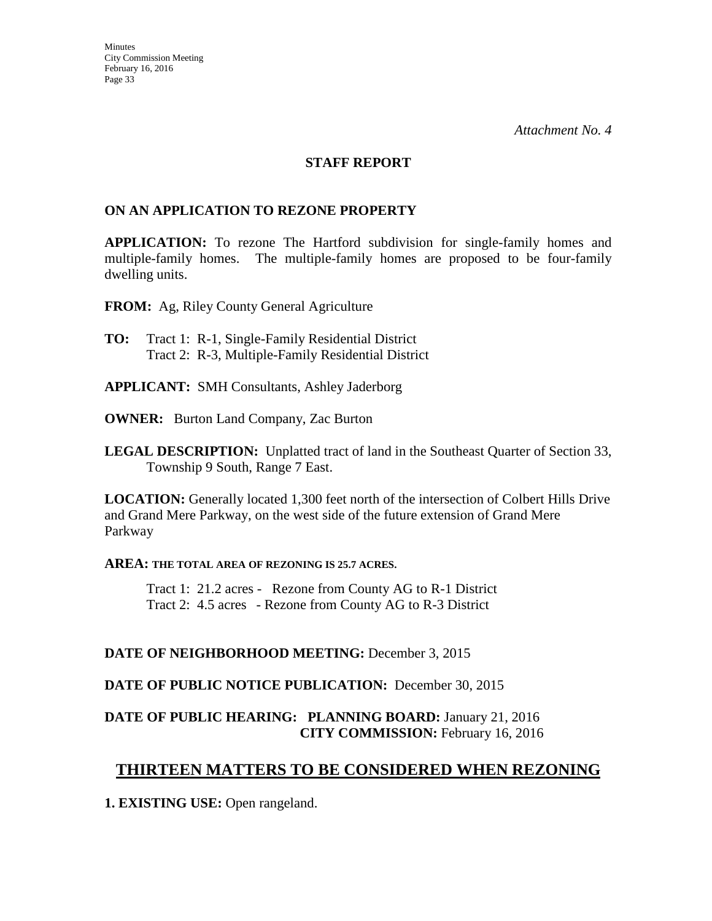*Attachment No. 4*

**STAFF REPORT**

**ON AN APPLICATION TO REZONE PROPERTY**

**APPLICATION:** To rezone The Hartford subdivision for single-family homes and multiple-family homes. The multiple-family homes are proposed to be four-family dwelling units.

**FROM:** Ag, Riley County General Agriculture

**TO:** Tract 1: R-1, Single-Family Residential District
Tract 2: R-3, Multiple-Family Residential District

**APPLICANT:** SMH Consultants, Ashley Jaderborg

**OWNER:** Burton Land Company, Zac Burton

**LEGAL DESCRIPTION:** Unplatted tract of land in the Southeast Quarter of Section 33, Township 9 South, Range 7 East.

**LOCATION:** Generally located 1,300 feet north of the intersection of Colbert Hills Drive and Grand Mere Parkway, on the west side of the future extension of Grand Mere Parkway

**AREA: THE TOTAL AREA OF REZONING IS 25.7 ACRES.**

Tract 1: 21.2 acres - Rezone from County AG to R-1 District
Tract 2: 4.5 acres - Rezone from County AG to R-3 District

**DATE OF NEIGHBORHOOD MEETING:** December 3, 2015

**DATE OF PUBLIC NOTICE PUBLICATION:** December 30, 2015

**DATE OF PUBLIC HEARING: PLANNING BOARD:** January 21, 2016
**CITY COMMISSION:** February 16, 2016

## THIRTEEN MATTERS TO BE CONSIDERED WHEN REZONING

**1. EXISTING USE:** Open rangeland.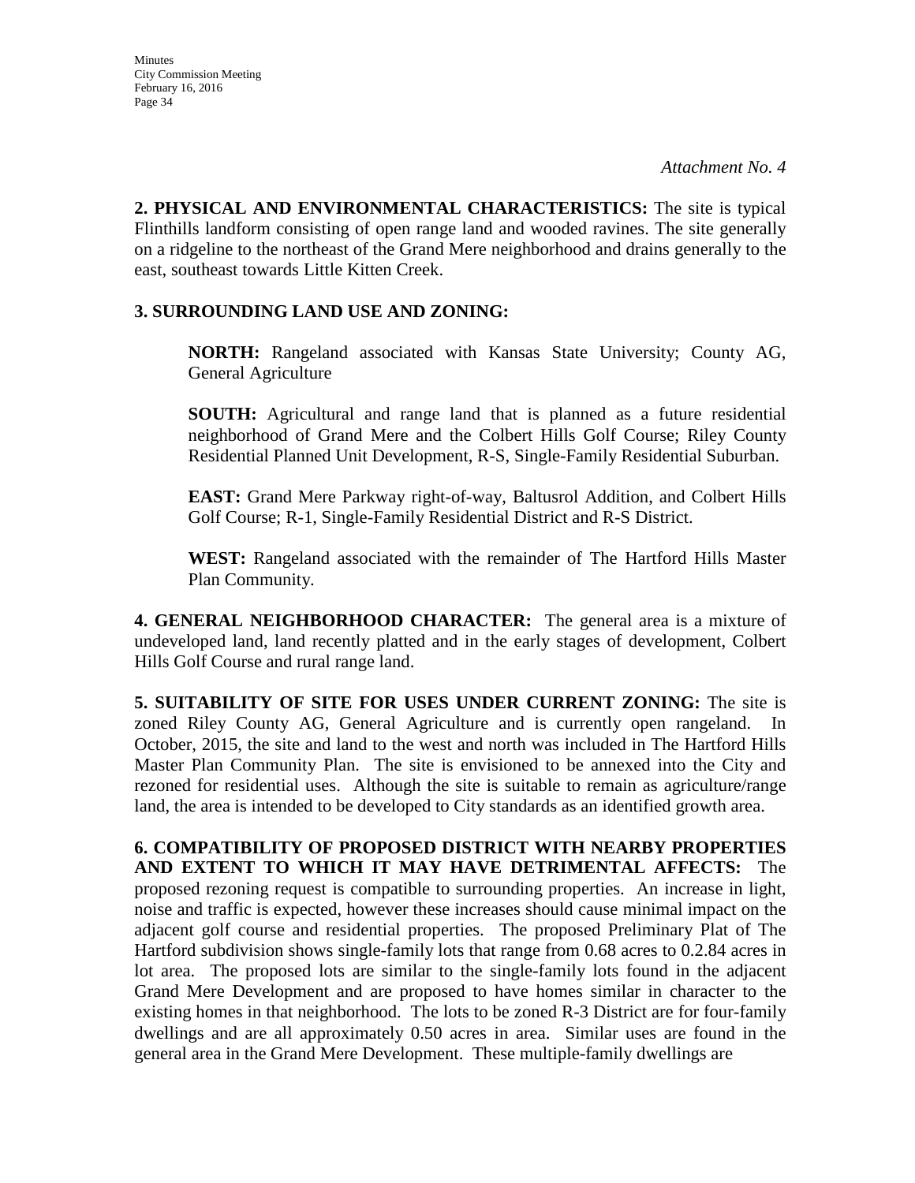*Attachment No. 4*

**2. PHYSICAL AND ENVIRONMENTAL CHARACTERISTICS:** The site is typical Flinthills landform consisting of open range land and wooded ravines. The site generally on a ridgeline to the northeast of the Grand Mere neighborhood and drains generally to the east, southeast towards Little Kitten Creek.

**3. SURROUNDING LAND USE AND ZONING:**

**NORTH:** Rangeland associated with Kansas State University; County AG, General Agriculture

**SOUTH:** Agricultural and range land that is planned as a future residential neighborhood of Grand Mere and the Colbert Hills Golf Course; Riley County Residential Planned Unit Development, R-S, Single-Family Residential Suburban.

**EAST:** Grand Mere Parkway right-of-way, Baltusrol Addition, and Colbert Hills Golf Course; R-1, Single-Family Residential District and R-S District.

**WEST:** Rangeland associated with the remainder of The Hartford Hills Master Plan Community.

**4. GENERAL NEIGHBORHOOD CHARACTER:** The general area is a mixture of undeveloped land, land recently platted and in the early stages of development, Colbert Hills Golf Course and rural range land.

**5. SUITABILITY OF SITE FOR USES UNDER CURRENT ZONING:** The site is zoned Riley County AG, General Agriculture and is currently open rangeland. In October, 2015, the site and land to the west and north was included in The Hartford Hills Master Plan Community Plan. The site is envisioned to be annexed into the City and rezoned for residential uses. Although the site is suitable to remain as agriculture/range land, the area is intended to be developed to City standards as an identified growth area.

**6. COMPATIBILITY OF PROPOSED DISTRICT WITH NEARBY PROPERTIES AND EXTENT TO WHICH IT MAY HAVE DETRIMENTAL AFFECTS:** The proposed rezoning request is compatible to surrounding properties. An increase in light, noise and traffic is expected, however these increases should cause minimal impact on the adjacent golf course and residential properties. The proposed Preliminary Plat of The Hartford subdivision shows single-family lots that range from 0.68 acres to 0.2.84 acres in lot area. The proposed lots are similar to the single-family lots found in the adjacent Grand Mere Development and are proposed to have homes similar in character to the existing homes in that neighborhood. The lots to be zoned R-3 District are for four-family dwellings and are all approximately 0.50 acres in area. Similar uses are found in the general area in the Grand Mere Development. These multiple-family dwellings are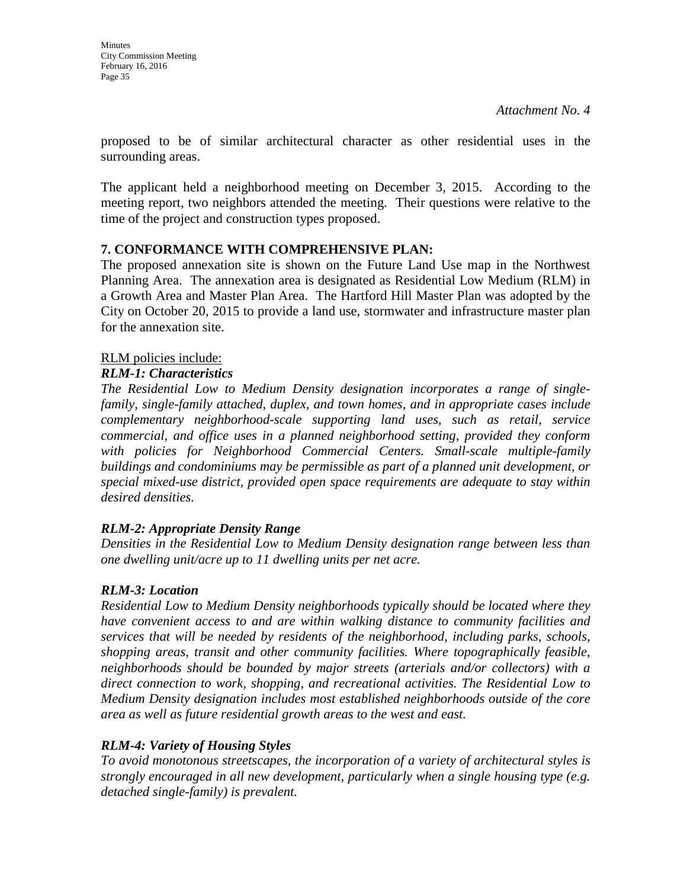*Attachment No. 4*

proposed to be of similar architectural character as other residential uses in the surrounding areas.

The applicant held a neighborhood meeting on December 3, 2015. According to the meeting report, two neighbors attended the meeting. Their questions were relative to the time of the project and construction types proposed.

**7. CONFORMANCE WITH COMPREHENSIVE PLAN:**

The proposed annexation site is shown on the Future Land Use map in the Northwest Planning Area. The annexation area is designated as Residential Low Medium (RLM) in a Growth Area and Master Plan Area. The Hartford Hill Master Plan was adopted by the City on October 20, 2015 to provide a land use, stormwater and infrastructure master plan for the annexation site.

<u>RLM policies include:</u>

***RLM-1: Characteristics***

*The Residential Low to Medium Density designation incorporates a range of single-family, single-family attached, duplex, and town homes, and in appropriate cases include complementary neighborhood-scale supporting land uses, such as retail, service commercial, and office uses in a planned neighborhood setting, provided they conform with policies for Neighborhood Commercial Centers. Small-scale multiple-family buildings and condominiums may be permissible as part of a planned unit development, or special mixed-use district, provided open space requirements are adequate to stay within desired densities.*

***RLM-2: Appropriate Density Range***

*Densities in the Residential Low to Medium Density designation range between less than one dwelling unit/acre up to 11 dwelling units per net acre.*

***RLM-3: Location***

*Residential Low to Medium Density neighborhoods typically should be located where they have convenient access to and are within walking distance to community facilities and services that will be needed by residents of the neighborhood, including parks, schools, shopping areas, transit and other community facilities. Where topographically feasible, neighborhoods should be bounded by major streets (arterials and/or collectors) with a direct connection to work, shopping, and recreational activities. The Residential Low to Medium Density designation includes most established neighborhoods outside of the core area as well as future residential growth areas to the west and east.*

***RLM-4: Variety of Housing Styles***

*To avoid monotonous streetscapes, the incorporation of a variety of architectural styles is strongly encouraged in all new development, particularly when a single housing type (e.g. detached single-family) is prevalent.*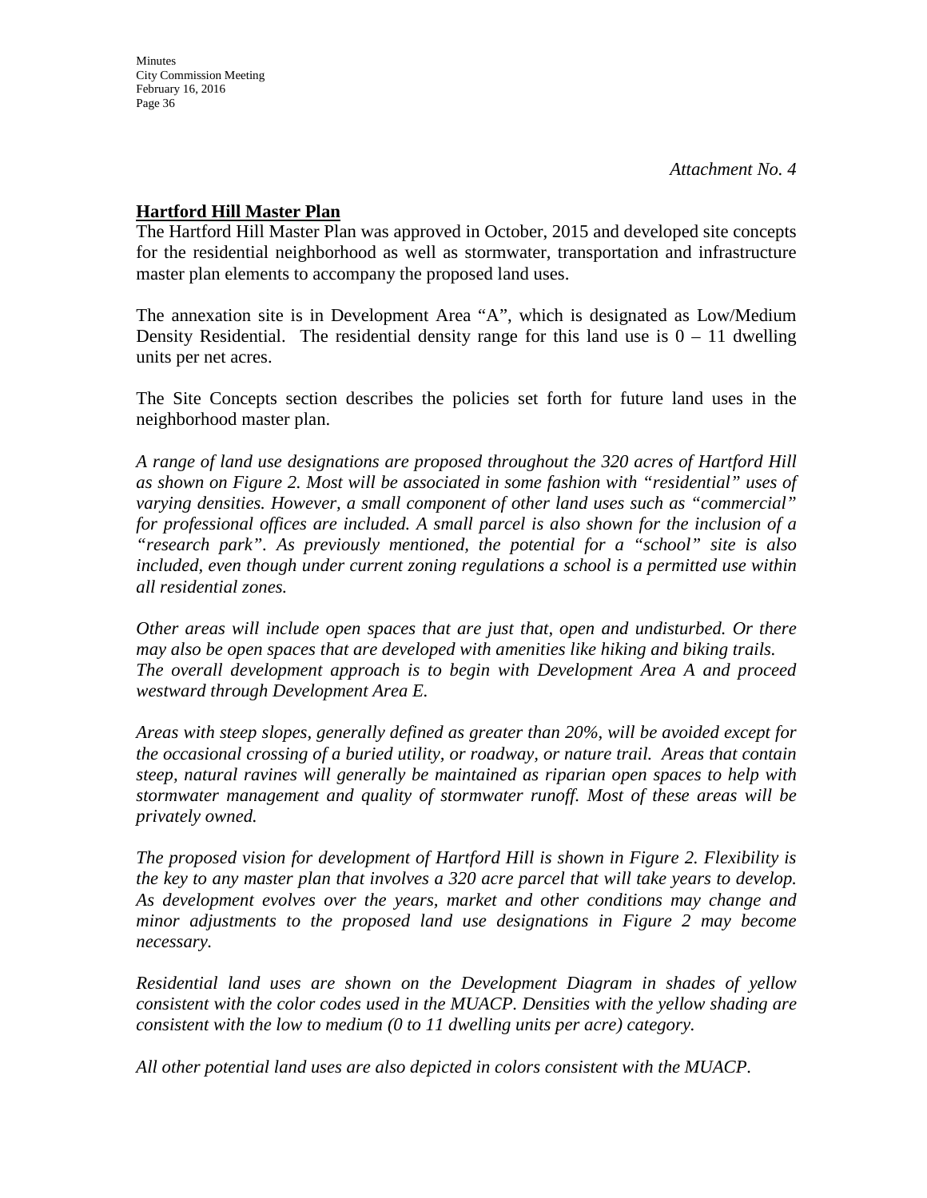*Attachment No. 4*

**Hartford Hill Master Plan**

The Hartford Hill Master Plan was approved in October, 2015 and developed site concepts for the residential neighborhood as well as stormwater, transportation and infrastructure master plan elements to accompany the proposed land uses.

The annexation site is in Development Area "A", which is designated as Low/Medium Density Residential. The residential density range for this land use is 0 – 11 dwelling units per net acres.

The Site Concepts section describes the policies set forth for future land uses in the neighborhood master plan.

*A range of land use designations are proposed throughout the 320 acres of Hartford Hill as shown on Figure 2. Most will be associated in some fashion with "residential" uses of varying densities. However, a small component of other land uses such as "commercial" for professional offices are included. A small parcel is also shown for the inclusion of a "research park". As previously mentioned, the potential for a "school" site is also included, even though under current zoning regulations a school is a permitted use within all residential zones.*

*Other areas will include open spaces that are just that, open and undisturbed. Or there may also be open spaces that are developed with amenities like hiking and biking trails. The overall development approach is to begin with Development Area A and proceed westward through Development Area E.*

*Areas with steep slopes, generally defined as greater than 20%, will be avoided except for the occasional crossing of a buried utility, or roadway, or nature trail. Areas that contain steep, natural ravines will generally be maintained as riparian open spaces to help with stormwater management and quality of stormwater runoff. Most of these areas will be privately owned.*

*The proposed vision for development of Hartford Hill is shown in Figure 2. Flexibility is the key to any master plan that involves a 320 acre parcel that will take years to develop. As development evolves over the years, market and other conditions may change and minor adjustments to the proposed land use designations in Figure 2 may become necessary.*

*Residential land uses are shown on the Development Diagram in shades of yellow consistent with the color codes used in the MUACP. Densities with the yellow shading are consistent with the low to medium (0 to 11 dwelling units per acre) category.*

*All other potential land uses are also depicted in colors consistent with the MUACP.*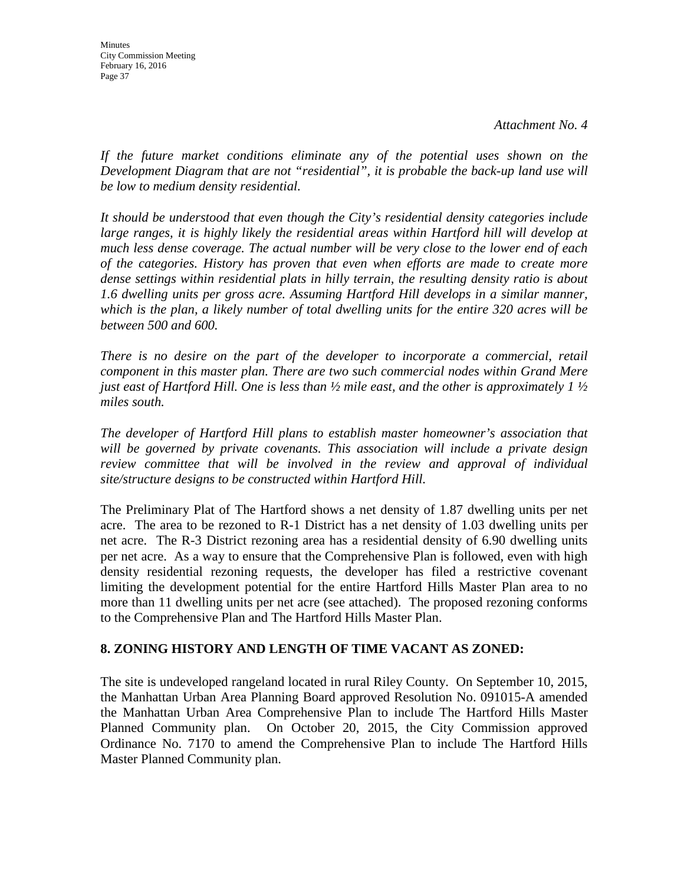*Attachment No. 4*

*If the future market conditions eliminate any of the potential uses shown on the Development Diagram that are not "residential", it is probable the back-up land use will be low to medium density residential.*

*It should be understood that even though the City's residential density categories include large ranges, it is highly likely the residential areas within Hartford hill will develop at much less dense coverage. The actual number will be very close to the lower end of each of the categories. History has proven that even when efforts are made to create more dense settings within residential plats in hilly terrain, the resulting density ratio is about 1.6 dwelling units per gross acre. Assuming Hartford Hill develops in a similar manner, which is the plan, a likely number of total dwelling units for the entire 320 acres will be between 500 and 600.*

*There is no desire on the part of the developer to incorporate a commercial, retail component in this master plan. There are two such commercial nodes within Grand Mere just east of Hartford Hill. One is less than ½ mile east, and the other is approximately 1 ½ miles south.*

*The developer of Hartford Hill plans to establish master homeowner's association that will be governed by private covenants. This association will include a private design review committee that will be involved in the review and approval of individual site/structure designs to be constructed within Hartford Hill.*

The Preliminary Plat of The Hartford shows a net density of 1.87 dwelling units per net acre. The area to be rezoned to R-1 District has a net density of 1.03 dwelling units per net acre. The R-3 District rezoning area has a residential density of 6.90 dwelling units per net acre. As a way to ensure that the Comprehensive Plan is followed, even with high density residential rezoning requests, the developer has filed a restrictive covenant limiting the development potential for the entire Hartford Hills Master Plan area to no more than 11 dwelling units per net acre (see attached). The proposed rezoning conforms to the Comprehensive Plan and The Hartford Hills Master Plan.

## 8. ZONING HISTORY AND LENGTH OF TIME VACANT AS ZONED:

The site is undeveloped rangeland located in rural Riley County. On September 10, 2015, the Manhattan Urban Area Planning Board approved Resolution No. 091015-A amended the Manhattan Urban Area Comprehensive Plan to include The Hartford Hills Master Planned Community plan. On October 20, 2015, the City Commission approved Ordinance No. 7170 to amend the Comprehensive Plan to include The Hartford Hills Master Planned Community plan.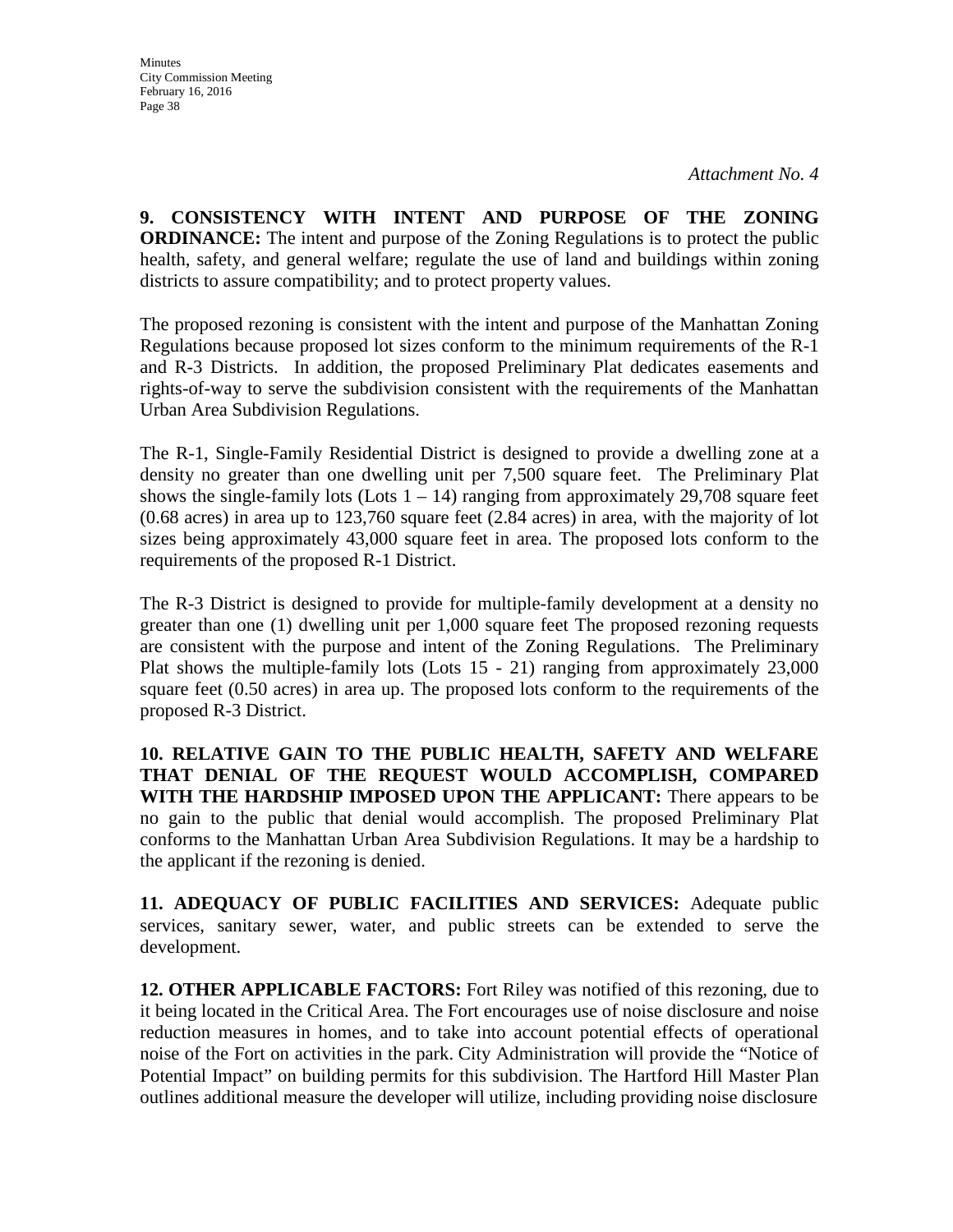*Attachment No. 4*

**9. CONSISTENCY WITH INTENT AND PURPOSE OF THE ZONING ORDINANCE:** The intent and purpose of the Zoning Regulations is to protect the public health, safety, and general welfare; regulate the use of land and buildings within zoning districts to assure compatibility; and to protect property values.

The proposed rezoning is consistent with the intent and purpose of the Manhattan Zoning Regulations because proposed lot sizes conform to the minimum requirements of the R-1 and R-3 Districts. In addition, the proposed Preliminary Plat dedicates easements and rights-of-way to serve the subdivision consistent with the requirements of the Manhattan Urban Area Subdivision Regulations.

The R-1, Single-Family Residential District is designed to provide a dwelling zone at a density no greater than one dwelling unit per 7,500 square feet. The Preliminary Plat shows the single-family lots (Lots 1 – 14) ranging from approximately 29,708 square feet (0.68 acres) in area up to 123,760 square feet (2.84 acres) in area, with the majority of lot sizes being approximately 43,000 square feet in area. The proposed lots conform to the requirements of the proposed R-1 District.

The R-3 District is designed to provide for multiple-family development at a density no greater than one (1) dwelling unit per 1,000 square feet The proposed rezoning requests are consistent with the purpose and intent of the Zoning Regulations. The Preliminary Plat shows the multiple-family lots (Lots 15 - 21) ranging from approximately 23,000 square feet (0.50 acres) in area up. The proposed lots conform to the requirements of the proposed R-3 District.

**10. RELATIVE GAIN TO THE PUBLIC HEALTH, SAFETY AND WELFARE THAT DENIAL OF THE REQUEST WOULD ACCOMPLISH, COMPARED WITH THE HARDSHIP IMPOSED UPON THE APPLICANT:** There appears to be no gain to the public that denial would accomplish. The proposed Preliminary Plat conforms to the Manhattan Urban Area Subdivision Regulations. It may be a hardship to the applicant if the rezoning is denied.

**11. ADEQUACY OF PUBLIC FACILITIES AND SERVICES:** Adequate public services, sanitary sewer, water, and public streets can be extended to serve the development.

**12. OTHER APPLICABLE FACTORS:** Fort Riley was notified of this rezoning, due to it being located in the Critical Area. The Fort encourages use of noise disclosure and noise reduction measures in homes, and to take into account potential effects of operational noise of the Fort on activities in the park. City Administration will provide the "Notice of Potential Impact" on building permits for this subdivision. The Hartford Hill Master Plan outlines additional measure the developer will utilize, including providing noise disclosure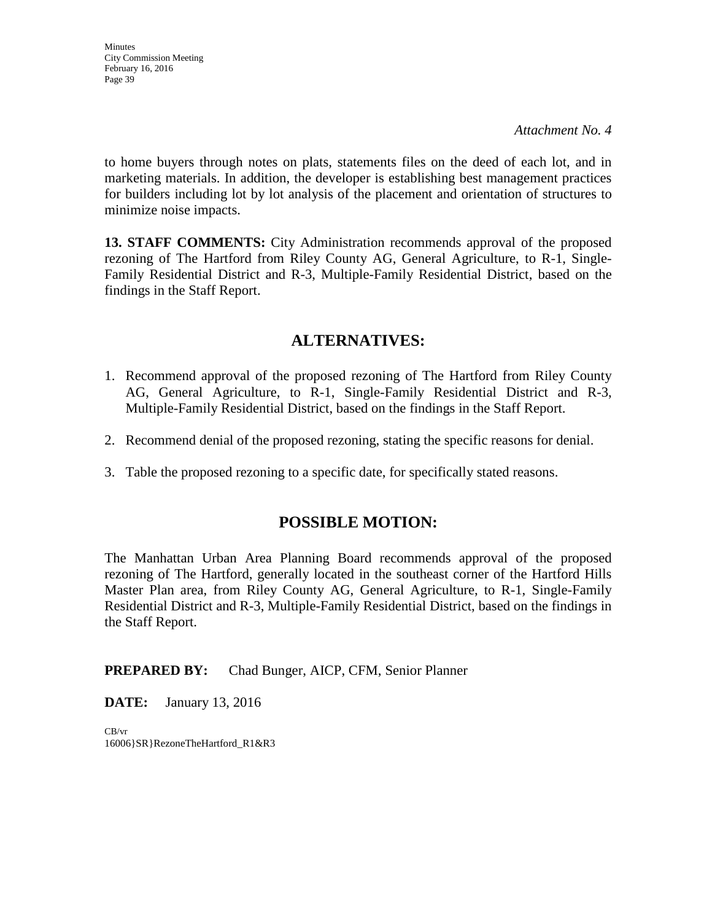*Attachment No. 4*

to home buyers through notes on plats, statements files on the deed of each lot, and in marketing materials. In addition, the developer is establishing best management practices for builders including lot by lot analysis of the placement and orientation of structures to minimize noise impacts.

**13. STAFF COMMENTS:** City Administration recommends approval of the proposed rezoning of The Hartford from Riley County AG, General Agriculture, to R-1, Single-Family Residential District and R-3, Multiple-Family Residential District, based on the findings in the Staff Report.

## ALTERNATIVES:

1. Recommend approval of the proposed rezoning of The Hartford from Riley County AG, General Agriculture, to R-1, Single-Family Residential District and R-3, Multiple-Family Residential District, based on the findings in the Staff Report.

2. Recommend denial of the proposed rezoning, stating the specific reasons for denial.

3. Table the proposed rezoning to a specific date, for specifically stated reasons.

## POSSIBLE MOTION:

The Manhattan Urban Area Planning Board recommends approval of the proposed rezoning of The Hartford, generally located in the southeast corner of the Hartford Hills Master Plan area, from Riley County AG, General Agriculture, to R-1, Single-Family Residential District and R-3, Multiple-Family Residential District, based on the findings in the Staff Report.

**PREPARED BY:** Chad Bunger, AICP, CFM, Senior Planner

**DATE:** January 13, 2016

CB/vr
16006}SR}RezoneTheHartford_R1&R3